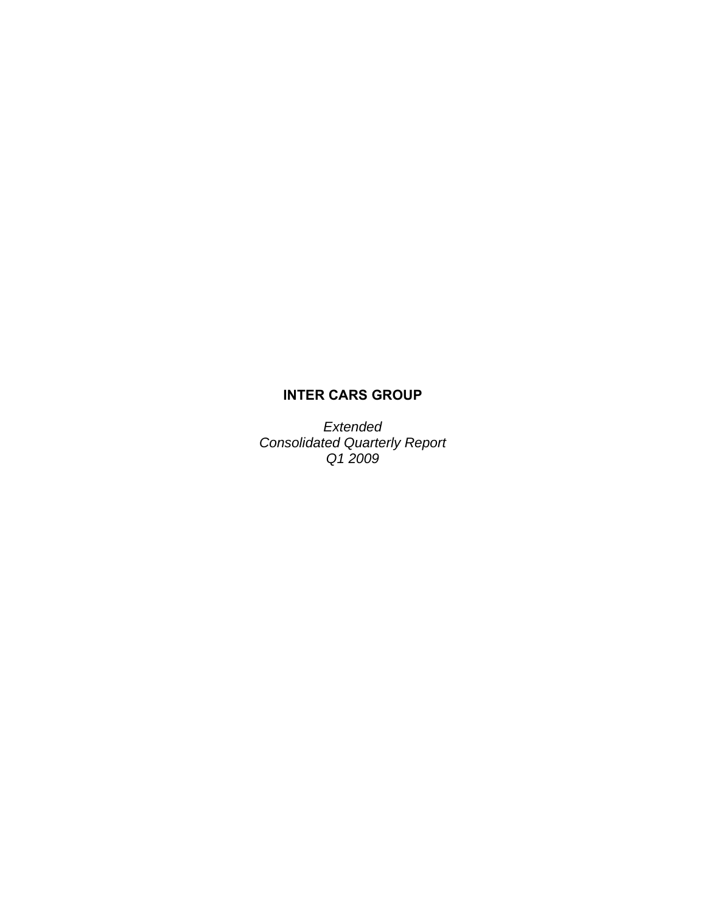# INTER CARS GROUP

*Extended*
*Consolidated Quarterly Report*
*Q1 2009*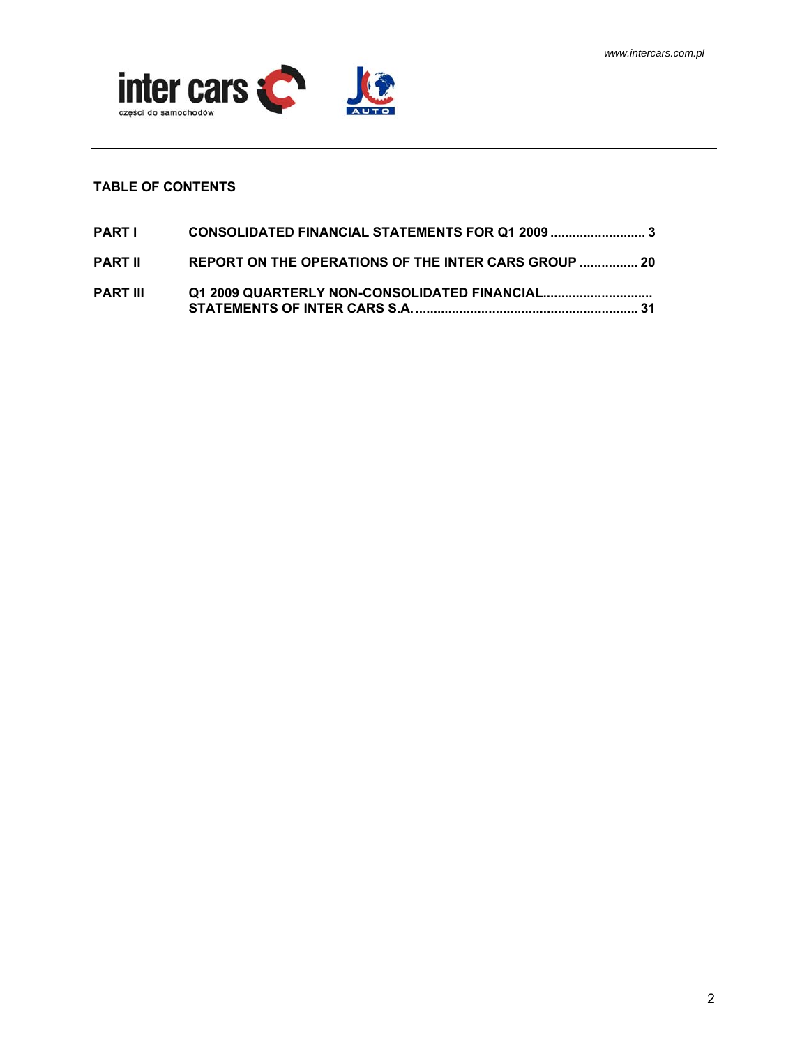## TABLE OF CONTENTS

| | | |
|---|---|---|
| **PART I** | **CONSOLIDATED FINANCIAL STATEMENTS FOR Q1 2009** | **3** |
| **PART II** | **REPORT ON THE OPERATIONS OF THE INTER CARS GROUP** | **20** |
| **PART III** | **Q1 2009 QUARTERLY NON-CONSOLIDATED FINANCIAL STATEMENTS OF INTER CARS S.A.** | **31** |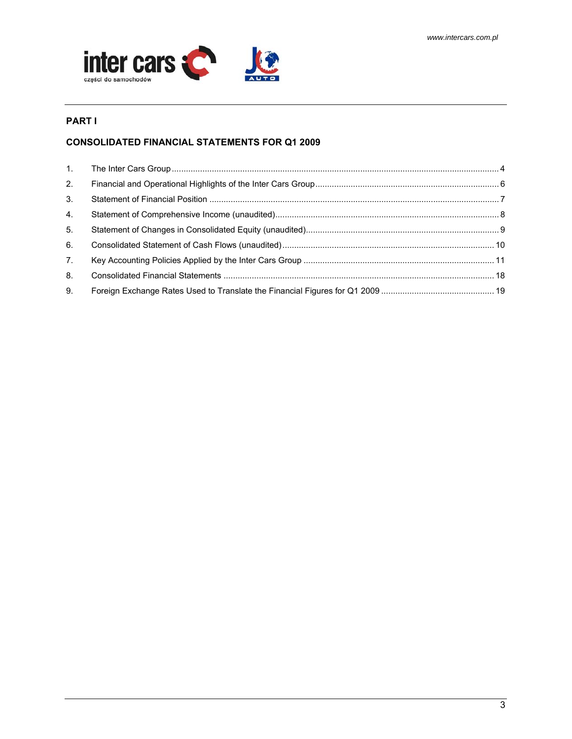## PART I

## CONSOLIDATED FINANCIAL STATEMENTS FOR Q1 2009

1. The Inter Cars Group ........ 4
2. Financial and Operational Highlights of the Inter Cars Group ........ 6
3. Statement of Financial Position ........ 7
4. Statement of Comprehensive Income (unaudited) ........ 8
5. Statement of Changes in Consolidated Equity (unaudited) ........ 9
6. Consolidated Statement of Cash Flows (unaudited) ........ 10
7. Key Accounting Policies Applied by the Inter Cars Group ........ 11
8. Consolidated Financial Statements ........ 18
9. Foreign Exchange Rates Used to Translate the Financial Figures for Q1 2009 ........ 19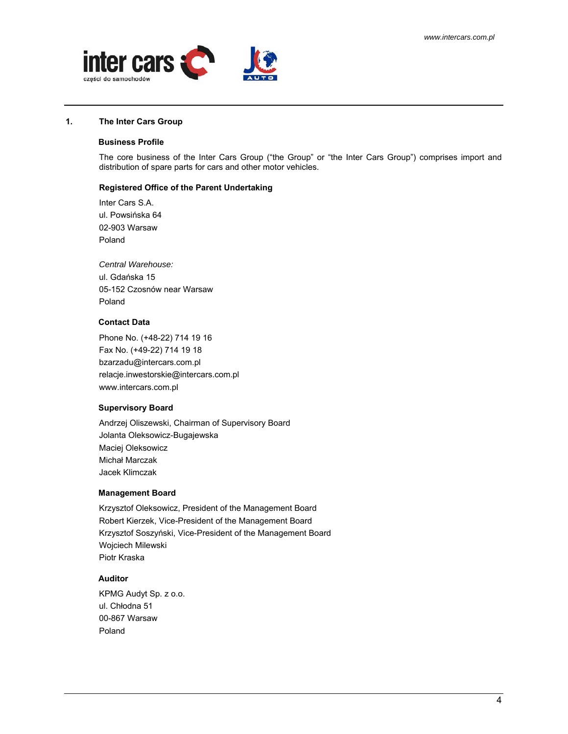## 1. The Inter Cars Group

### Business Profile

The core business of the Inter Cars Group ("the Group" or "the Inter Cars Group") comprises import and distribution of spare parts for cars and other motor vehicles.

### Registered Office of the Parent Undertaking

Inter Cars S.A.
ul. Powsińska 64
02-903 Warsaw
Poland

*Central Warehouse:*
ul. Gdańska 15
05-152 Czosnów near Warsaw
Poland

### Contact Data

Phone No. (+48-22) 714 19 16
Fax No. (+49-22) 714 19 18
bzarzadu@intercars.com.pl
relacje.inwestorskie@intercars.com.pl
www.intercars.com.pl

### Supervisory Board

Andrzej Oliszewski, Chairman of Supervisory Board
Jolanta Oleksowicz-Bugajewska
Maciej Oleksowicz
Michał Marczak
Jacek Klimczak

### Management Board

Krzysztof Oleksowicz, President of the Management Board
Robert Kierzek, Vice-President of the Management Board
Krzysztof Soszyński, Vice-President of the Management Board
Wojciech Milewski
Piotr Kraska

### Auditor

KPMG Audyt Sp. z o.o.
ul. Chłodna 51
00-867 Warsaw
Poland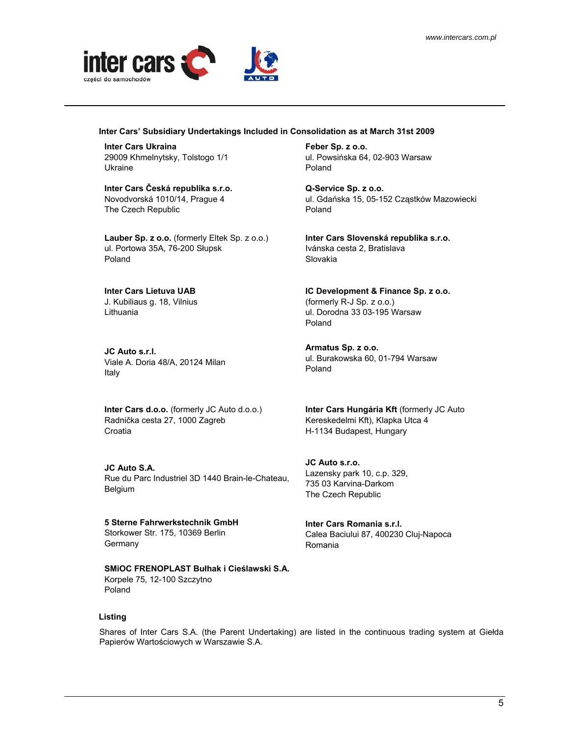**Inter Cars' Subsidiary Undertakings Included in Consolidation as at March 31st 2009**

**Inter Cars Ukraina**
29009 Khmelnytsky, Tolstogo 1/1
Ukraine

**Inter Cars Česká republika s.r.o.**
Novodvorská 1010/14, Prague 4
The Czech Republic

**Lauber Sp. z o.o.** (formerly Eltek Sp. z o.o.)
ul. Portowa 35A, 76-200 Słupsk
Poland

**Inter Cars Lietuva UAB**
J. Kubiliaus g. 18, Vilnius
Lithuania

**JC Auto s.r.l.**
Viale A. Doria 48/A, 20124 Milan
Italy

**Inter Cars d.o.o.** (formerly JC Auto d.o.o.)
Radnička cesta 27, 1000 Zagreb
Croatia

**JC Auto S.A.**
Rue du Parc Industriel 3D 1440 Brain-le-Chateau,
Belgium

**5 Sterne Fahrwerkstechnik GmbH**
Storkower Str. 175, 10369 Berlin
Germany

**SMiOC FRENOPLAST Bułhak i Cieślawski S.A.**
Korpele 75, 12-100 Szczytno
Poland

**Feber Sp. z o.o.**
ul. Powsińska 64, 02-903 Warsaw
Poland

**Q-Service Sp. z o.o.**
ul. Gdańska 15, 05-152 Cząstków Mazowiecki
Poland

**Inter Cars Slovenská republika s.r.o.**
Ivánska cesta 2, Bratislava
Slovakia

**IC Development & Finance Sp. z o.o.**
(formerly R-J Sp. z o.o.)
ul. Dorodna 33 03-195 Warsaw
Poland

**Armatus Sp. z o.o.**
ul. Burakowska 60, 01-794 Warsaw
Poland

**Inter Cars Hungária Kft** (formerly JC Auto Kereskedelmi Kft), Klapka Utca 4
H-1134 Budapest, Hungary

**JC Auto s.r.o.**
Lazensky park 10, c.p. 329,
735 03 Karvina-Darkom
The Czech Republic

**Inter Cars Romania s.r.l.**
Calea Baciului 87, 400230 Cluj-Napoca
Romania

**Listing**

Shares of Inter Cars S.A. (the Parent Undertaking) are listed in the continuous trading system at Giełda Papierów Wartościowych w Warszawie S.A.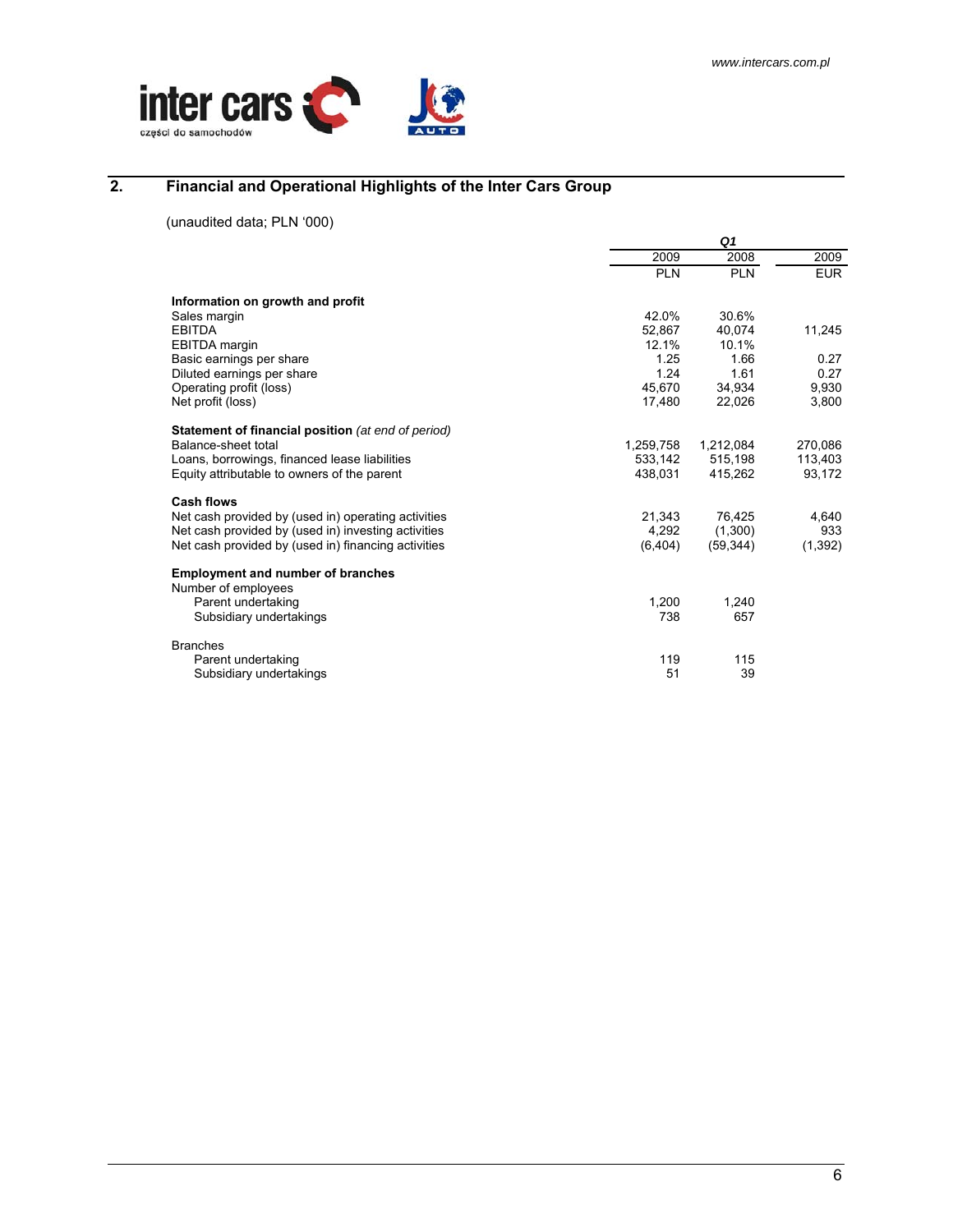## 2. Financial and Operational Highlights of the Inter Cars Group

(unaudited data; PLN '000)

| | Q1 2009 | Q1 2008 | 2009 |
|---|---|---|---|
| | PLN | PLN | EUR |
| **Information on growth and profit** | | | |
| Sales margin | 42.0% | 30.6% | |
| EBITDA | 52,867 | 40,074 | 11,245 |
| EBITDA margin | 12.1% | 10.1% | |
| Basic earnings per share | 1.25 | 1.66 | 0.27 |
| Diluted earnings per share | 1.24 | 1.61 | 0.27 |
| Operating profit (loss) | 45,670 | 34,934 | 9,930 |
| Net profit (loss) | 17,480 | 22,026 | 3,800 |
| **Statement of financial position** *(at end of period)* | | | |
| Balance-sheet total | 1,259,758 | 1,212,084 | 270,086 |
| Loans, borrowings, financed lease liabilities | 533,142 | 515,198 | 113,403 |
| Equity attributable to owners of the parent | 438,031 | 415,262 | 93,172 |
| **Cash flows** | | | |
| Net cash provided by (used in) operating activities | 21,343 | 76,425 | 4,640 |
| Net cash provided by (used in) investing activities | 4,292 | (1,300) | 933 |
| Net cash provided by (used in) financing activities | (6,404) | (59,344) | (1,392) |
| **Employment and number of branches** | | | |
| Number of employees | | | |
| Parent undertaking | 1,200 | 1,240 | |
| Subsidiary undertakings | 738 | 657 | |
| Branches | | | |
| Parent undertaking | 119 | 115 | |
| Subsidiary undertakings | 51 | 39 | |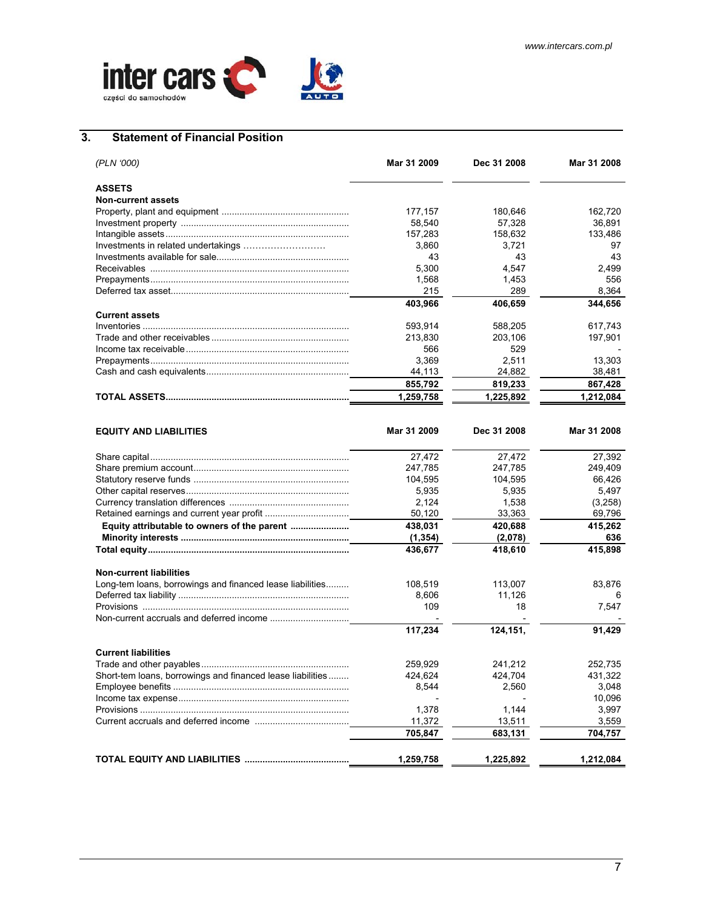## 3. Statement of Financial Position

| *(PLN '000)* | Mar 31 2009 | Dec 31 2008 | Mar 31 2008 |
|---|---|---|---|
| **ASSETS** | | | |
| **Non-current assets** | | | |
| Property, plant and equipment | 177,157 | 180,646 | 162,720 |
| Investment property | 58,540 | 57,328 | 36,891 |
| Intangible assets | 157,283 | 158,632 | 133,486 |
| Investments in related undertakings | 3,860 | 3,721 | 97 |
| Investments available for sale | 43 | 43 | 43 |
| Receivables | 5,300 | 4,547 | 2,499 |
| Prepayments | 1,568 | 1,453 | 556 |
| Deferred tax asset | 215 | 289 | 8,364 |
| | **403,966** | **406,659** | **344,656** |
| **Current assets** | | | |
| Inventories | 593,914 | 588,205 | 617,743 |
| Trade and other receivables | 213,830 | 203,106 | 197,901 |
| Income tax receivable | 566 | 529 | - |
| Prepayments | 3,369 | 2,511 | 13,303 |
| Cash and cash equivalents | 44,113 | 24,882 | 38,481 |
| | **855,792** | **819,233** | **867,428** |
| **TOTAL ASSETS** | **1,259,758** | **1,225,892** | **1,212,084** |

| **EQUITY AND LIABILITIES** | **Mar 31 2009** | **Dec 31 2008** | **Mar 31 2008** |
|---|---|---|---|
| Share capital | 27,472 | 27,472 | 27,392 |
| Share premium account | 247,785 | 247,785 | 249,409 |
| Statutory reserve funds | 104,595 | 104,595 | 66,426 |
| Other capital reserves | 5,935 | 5,935 | 5,497 |
| Currency translation differences | 2,124 | 1,538 | (3,258) |
| Retained earnings and current year profit | 50,120 | 33,363 | 69,796 |
| **Equity attributable to owners of the parent** | **438,031** | **420,688** | **415,262** |
| **Minority interests** | **(1,354)** | **(2,078)** | **636** |
| **Total equity** | **436,677** | **418,610** | **415,898** |
| **Non-current liabilities** | | | |
| Long-tem loans, borrowings and financed lease liabilities | 108,519 | 113,007 | 83,876 |
| Deferred tax liability | 8,606 | 11,126 | 6 |
| Provisions | 109 | 18 | 7,547 |
| Non-current accruals and deferred income | - | - | - |
| | **117,234** | **124,151,** | **91,429** |
| **Current liabilities** | | | |
| Trade and other payables | 259,929 | 241,212 | 252,735 |
| Short-tem loans, borrowings and financed lease liabilities | 424,624 | 424,704 | 431,322 |
| Employee benefits | 8,544 | 2,560 | 3,048 |
| Income tax expense | - | - | 10,096 |
| Provisions | 1,378 | 1,144 | 3,997 |
| Current accruals and deferred income | 11,372 | 13,511 | 3,559 |
| | **705,847** | **683,131** | **704,757** |
| **TOTAL EQUITY AND LIABILITIES** | **1,259,758** | **1,225,892** | **1,212,084** |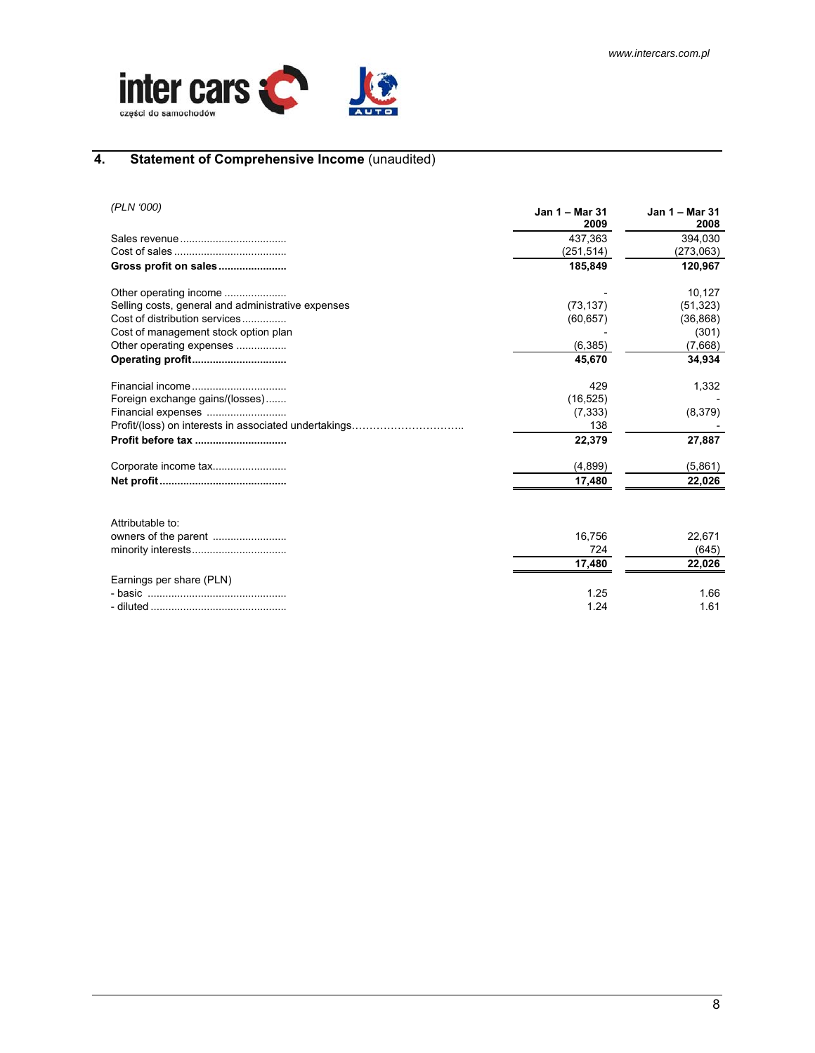## 4. Statement of Comprehensive Income (unaudited)

| *(PLN '000)* | Jan 1 – Mar 31 2009 | Jan 1 – Mar 31 2008 |
|---|---|---|
| Sales revenue | 437,363 | 394,030 |
| Cost of sales | (251,514) | (273,063) |
| **Gross profit on sales** | **185,849** | **120,967** |
| | | |
| Other operating income | - | 10,127 |
| Selling costs, general and administrative expenses | (73,137) | (51,323) |
| Cost of distribution services | (60,657) | (36,868) |
| Cost of management stock option plan | - | (301) |
| Other operating expenses | (6,385) | (7,668) |
| **Operating profit** | **45,670** | **34,934** |
| | | |
| Financial income | 429 | 1,332 |
| Foreign exchange gains/(losses) | (16,525) | - |
| Financial expenses | (7,333) | (8,379) |
| Profit/(loss) on interests in associated undertakings | 138 | - |
| **Profit before tax** | **22,379** | **27,887** |
| | | |
| Corporate income tax | (4,899) | (5,861) |
| **Net profit** | **17,480** | **22,026** |
| | | |
| Attributable to: | | |
| owners of the parent | 16,756 | 22,671 |
| minority interests | 724 | (645) |
| | **17,480** | **22,026** |
| Earnings per share (PLN) | | |
| - basic | 1.25 | 1.66 |
| - diluted | 1.24 | 1.61 |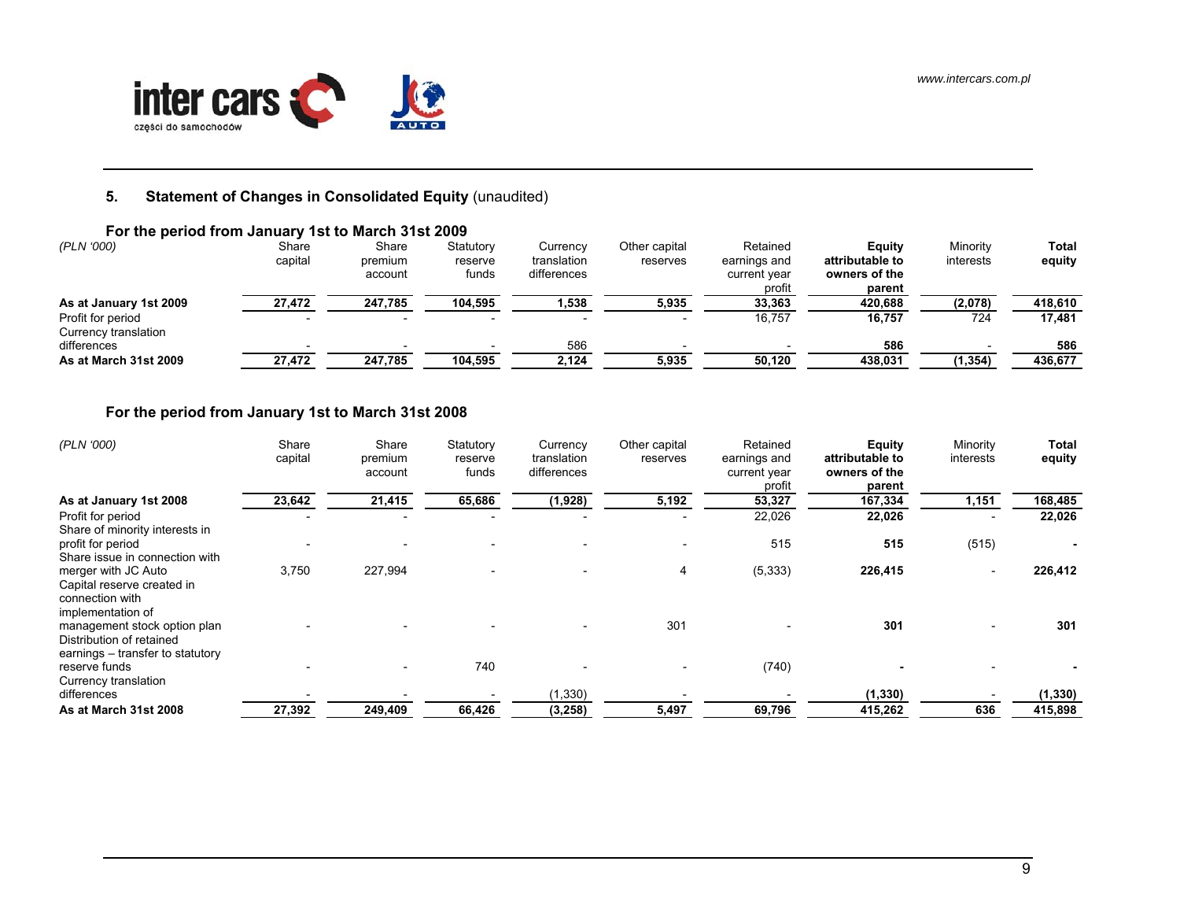## 5. Statement of Changes in Consolidated Equity (unaudited)

### For the period from January 1st to March 31st 2009

| *(PLN '000)* | Share capital | Share premium account | Statutory reserve funds | Currency translation differences | Other capital reserves | Retained earnings and current year profit | **Equity attributable to owners of the parent** | Minority interests | **Total equity** |
|---|---|---|---|---|---|---|---|---|---|
| **As at January 1st 2009** | **27,472** | **247,785** | **104,595** | **1,538** | **5,935** | **33,363** | **420,688** | **(2,078)** | **418,610** |
| Profit for period | - | - | - | - | - | 16,757 | **16,757** | 724 | **17,481** |
| Currency translation differences | - | - | - | 586 | - | - | **586** | - | **586** |
| **As at March 31st 2009** | **27,472** | **247,785** | **104,595** | **2,124** | **5,935** | **50,120** | **438,031** | **(1,354)** | **436,677** |

### For the period from January 1st to March 31st 2008

| *(PLN '000)* | Share capital | Share premium account | Statutory reserve funds | Currency translation differences | Other capital reserves | Retained earnings and current year profit | **Equity attributable to owners of the parent** | Minority interests | **Total equity** |
|---|---|---|---|---|---|---|---|---|---|
| **As at January 1st 2008** | **23,642** | **21,415** | **65,686** | **(1,928)** | **5,192** | **53,327** | **167,334** | **1,151** | **168,485** |
| Profit for period | - | - | - | - | - | 22,026 | **22,026** | - | **22,026** |
| Share of minority interests in profit for period | - | - | - | - | - | 515 | **515** | (515) | **-** |
| Share issue in connection with merger with JC Auto | 3,750 | 227,994 | - | - | 4 | (5,333) | **226,415** | - | **226,412** |
| Capital reserve created in connection with implementation of management stock option plan | - | - | - | - | 301 | - | **301** | - | **301** |
| Distribution of retained earnings – transfer to statutory reserve funds | - | - | 740 | - | - | (740) | **-** | - | **-** |
| Currency translation differences | - | - | - | (1,330) | - | - | **(1,330)** | - | **(1,330)** |
| **As at March 31st 2008** | **27,392** | **249,409** | **66,426** | **(3,258)** | **5,497** | **69,796** | **415,262** | **636** | **415,898** |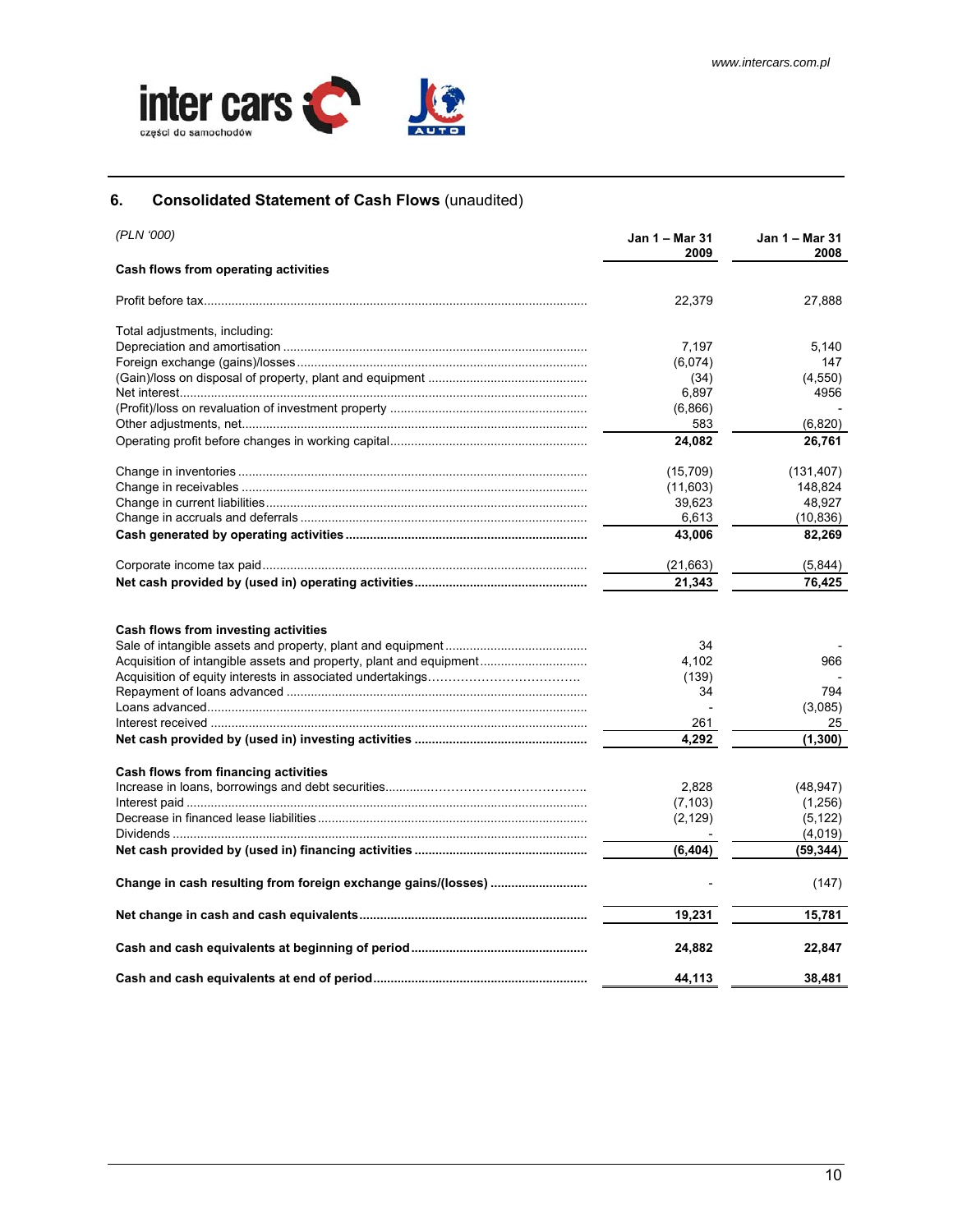## 6. Consolidated Statement of Cash Flows (unaudited)

| *(PLN '000)* | Jan 1 – Mar 31 2009 | Jan 1 – Mar 31 2008 |
|---|---|---|
| **Cash flows from operating activities** | | |
| Profit before tax | 22,379 | 27,888 |
| Total adjustments, including: | | |
| Depreciation and amortisation | 7,197 | 5,140 |
| Foreign exchange (gains)/losses | (6,074) | 147 |
| (Gain)/loss on disposal of property, plant and equipment | (34) | (4,550) |
| Net interest | 6,897 | 4956 |
| (Profit)/loss on revaluation of investment property | (6,866) | - |
| Other adjustments, net | 583 | (6,820) |
| Operating profit before changes in working capital | **24,082** | **26,761** |
| Change in inventories | (15,709) | (131,407) |
| Change in receivables | (11,603) | 148,824 |
| Change in current liabilities | 39,623 | 48,927 |
| Change in accruals and deferrals | 6,613 | (10,836) |
| **Cash generated by operating activities** | **43,006** | **82,269** |
| Corporate income tax paid | (21,663) | (5,844) |
| **Net cash provided by (used in) operating activities** | **21,343** | **76,425** |
| **Cash flows from investing activities** | | |
| Sale of intangible assets and property, plant and equipment | 34 | - |
| Acquisition of intangible assets and property, plant and equipment | 4,102 | 966 |
| Acquisition of equity interests in associated undertakings | (139) | - |
| Repayment of loans advanced | 34 | 794 |
| Loans advanced | - | (3,085) |
| Interest received | 261 | 25 |
| **Net cash provided by (used in) investing activities** | **4,292** | **(1,300)** |
| **Cash flows from financing activities** | | |
| Increase in loans, borrowings and debt securities | 2,828 | (48,947) |
| Interest paid | (7,103) | (1,256) |
| Decrease in financed lease liabilities | (2,129) | (5,122) |
| Dividends | - | (4,019) |
| **Net cash provided by (used in) financing activities** | **(6,404)** | **(59,344)** |
| **Change in cash resulting from foreign exchange gains/(losses)** | - | (147) |
| **Net change in cash and cash equivalents** | **19,231** | **15,781** |
| **Cash and cash equivalents at beginning of period** | **24,882** | **22,847** |
| **Cash and cash equivalents at end of period** | **44,113** | **38,481** |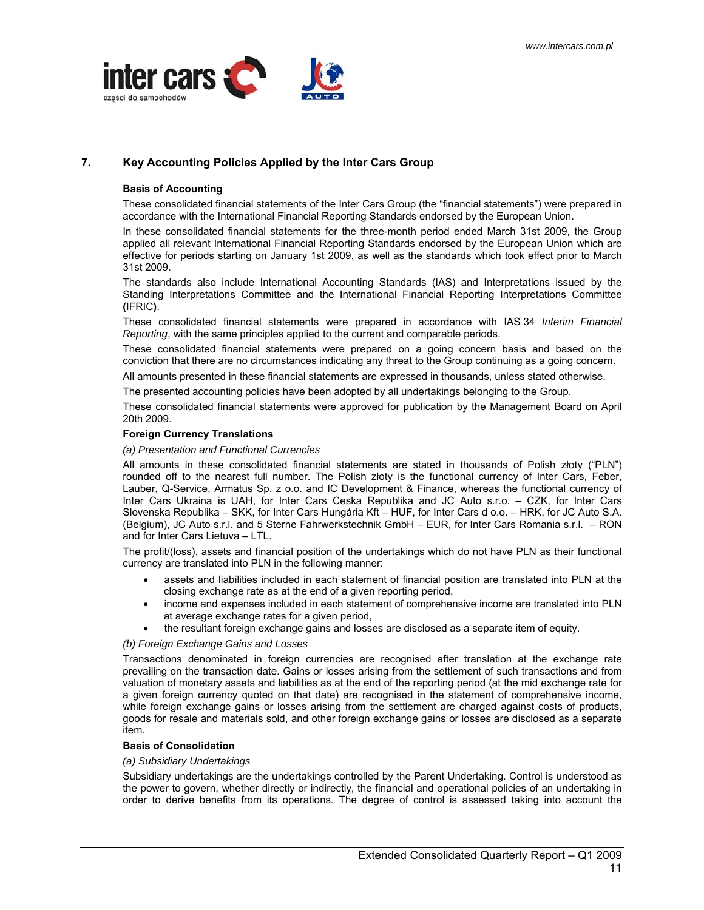## 7. Key Accounting Policies Applied by the Inter Cars Group

**Basis of Accounting**

These consolidated financial statements of the Inter Cars Group (the "financial statements") were prepared in accordance with the International Financial Reporting Standards endorsed by the European Union.

In these consolidated financial statements for the three-month period ended March 31st 2009, the Group applied all relevant International Financial Reporting Standards endorsed by the European Union which are effective for periods starting on January 1st 2009, as well as the standards which took effect prior to March 31st 2009.

The standards also include International Accounting Standards (IAS) and Interpretations issued by the Standing Interpretations Committee and the International Financial Reporting Interpretations Committee **(**IFRIC**)**.

These consolidated financial statements were prepared in accordance with IAS 34 *Interim Financial Reporting*, with the same principles applied to the current and comparable periods.

These consolidated financial statements were prepared on a going concern basis and based on the conviction that there are no circumstances indicating any threat to the Group continuing as a going concern.

All amounts presented in these financial statements are expressed in thousands, unless stated otherwise.

The presented accounting policies have been adopted by all undertakings belonging to the Group.

These consolidated financial statements were approved for publication by the Management Board on April 20th 2009.

**Foreign Currency Translations**

*(a) Presentation and Functional Currencies*

All amounts in these consolidated financial statements are stated in thousands of Polish złoty ("PLN") rounded off to the nearest full number. The Polish złoty is the functional currency of Inter Cars, Feber, Lauber, Q-Service, Armatus Sp. z o.o. and IC Development & Finance, whereas the functional currency of Inter Cars Ukraina is UAH, for Inter Cars Ceska Republika and JC Auto s.r.o. – CZK, for Inter Cars Slovenska Republika – SKK, for Inter Cars Hungária Kft – HUF, for Inter Cars d o.o. – HRK, for JC Auto S.A. (Belgium), JC Auto s.r.l. and 5 Sterne Fahrwerkstechnik GmbH – EUR, for Inter Cars Romania s.r.l. – RON and for Inter Cars Lietuva – LTL.

The profit/(loss), assets and financial position of the undertakings which do not have PLN as their functional currency are translated into PLN in the following manner:

- assets and liabilities included in each statement of financial position are translated into PLN at the closing exchange rate as at the end of a given reporting period,
- income and expenses included in each statement of comprehensive income are translated into PLN at average exchange rates for a given period,
- the resultant foreign exchange gains and losses are disclosed as a separate item of equity.

*(b) Foreign Exchange Gains and Losses*

Transactions denominated in foreign currencies are recognised after translation at the exchange rate prevailing on the transaction date. Gains or losses arising from the settlement of such transactions and from valuation of monetary assets and liabilities as at the end of the reporting period (at the mid exchange rate for a given foreign currency quoted on that date) are recognised in the statement of comprehensive income, while foreign exchange gains or losses arising from the settlement are charged against costs of products, goods for resale and materials sold, and other foreign exchange gains or losses are disclosed as a separate item.

**Basis of Consolidation**

*(a) Subsidiary Undertakings*

Subsidiary undertakings are the undertakings controlled by the Parent Undertaking. Control is understood as the power to govern, whether directly or indirectly, the financial and operational policies of an undertaking in order to derive benefits from its operations. The degree of control is assessed taking into account the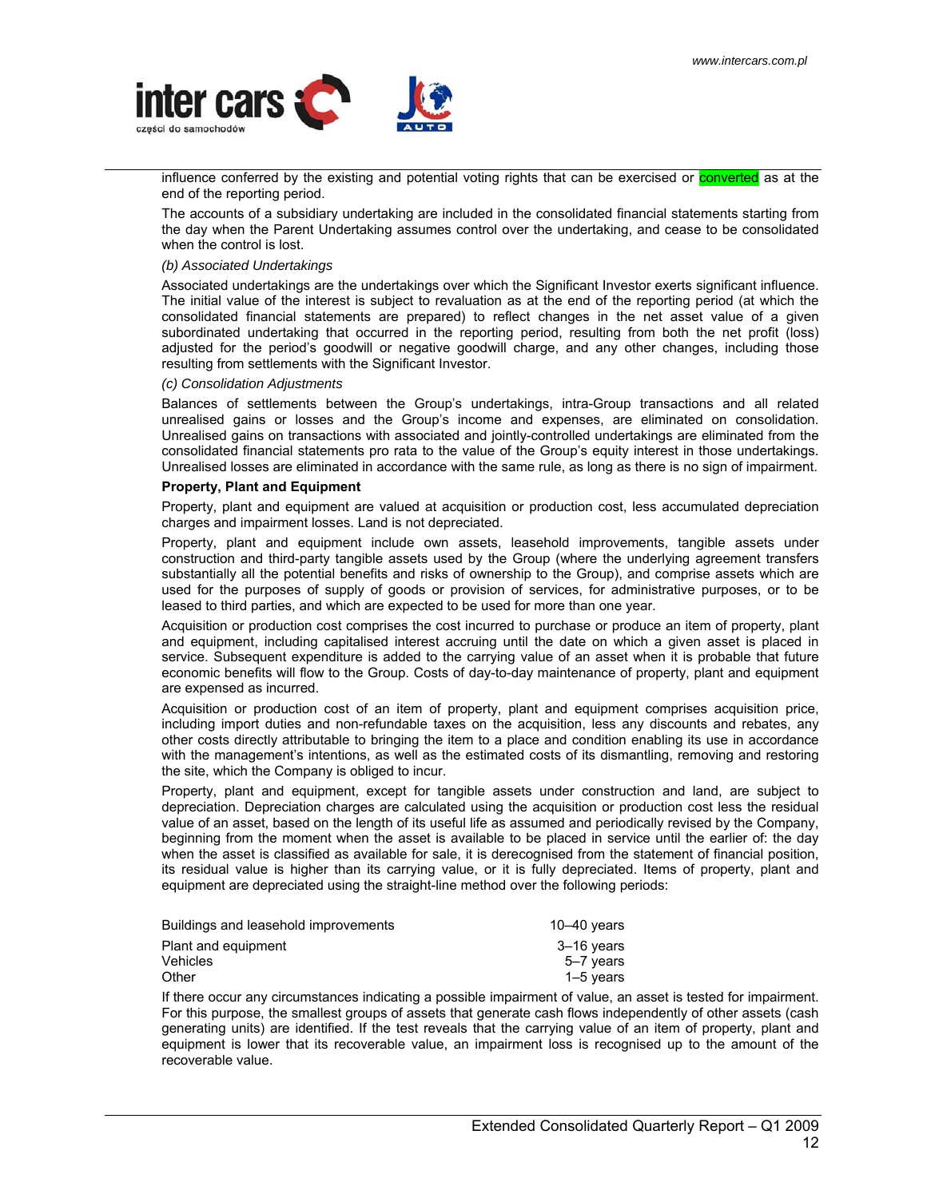influence conferred by the existing and potential voting rights that can be exercised or converted as at the end of the reporting period.

The accounts of a subsidiary undertaking are included in the consolidated financial statements starting from the day when the Parent Undertaking assumes control over the undertaking, and cease to be consolidated when the control is lost.

*(b) Associated Undertakings*

Associated undertakings are the undertakings over which the Significant Investor exerts significant influence. The initial value of the interest is subject to revaluation as at the end of the reporting period (at which the consolidated financial statements are prepared) to reflect changes in the net asset value of a given subordinated undertaking that occurred in the reporting period, resulting from both the net profit (loss) adjusted for the period's goodwill or negative goodwill charge, and any other changes, including those resulting from settlements with the Significant Investor.

*(c) Consolidation Adjustments*

Balances of settlements between the Group's undertakings, intra-Group transactions and all related unrealised gains or losses and the Group's income and expenses, are eliminated on consolidation. Unrealised gains on transactions with associated and jointly-controlled undertakings are eliminated from the consolidated financial statements pro rata to the value of the Group's equity interest in those undertakings. Unrealised losses are eliminated in accordance with the same rule, as long as there is no sign of impairment.

**Property, Plant and Equipment**

Property, plant and equipment are valued at acquisition or production cost, less accumulated depreciation charges and impairment losses. Land is not depreciated.

Property, plant and equipment include own assets, leasehold improvements, tangible assets under construction and third-party tangible assets used by the Group (where the underlying agreement transfers substantially all the potential benefits and risks of ownership to the Group), and comprise assets which are used for the purposes of supply of goods or provision of services, for administrative purposes, or to be leased to third parties, and which are expected to be used for more than one year.

Acquisition or production cost comprises the cost incurred to purchase or produce an item of property, plant and equipment, including capitalised interest accruing until the date on which a given asset is placed in service. Subsequent expenditure is added to the carrying value of an asset when it is probable that future economic benefits will flow to the Group. Costs of day-to-day maintenance of property, plant and equipment are expensed as incurred.

Acquisition or production cost of an item of property, plant and equipment comprises acquisition price, including import duties and non-refundable taxes on the acquisition, less any discounts and rebates, any other costs directly attributable to bringing the item to a place and condition enabling its use in accordance with the management's intentions, as well as the estimated costs of its dismantling, removing and restoring the site, which the Company is obliged to incur.

Property, plant and equipment, except for tangible assets under construction and land, are subject to depreciation. Depreciation charges are calculated using the acquisition or production cost less the residual value of an asset, based on the length of its useful life as assumed and periodically revised by the Company, beginning from the moment when the asset is available to be placed in service until the earlier of: the day when the asset is classified as available for sale, it is derecognised from the statement of financial position, its residual value is higher than its carrying value, or it is fully depreciated. Items of property, plant and equipment are depreciated using the straight-line method over the following periods:

| | |
|---|---|
| Buildings and leasehold improvements | 10–40 years |
| Plant and equipment | 3–16 years |
| Vehicles | 5–7 years |
| Other | 1–5 years |

If there occur any circumstances indicating a possible impairment of value, an asset is tested for impairment. For this purpose, the smallest groups of assets that generate cash flows independently of other assets (cash generating units) are identified. If the test reveals that the carrying value of an item of property, plant and equipment is lower that its recoverable value, an impairment loss is recognised up to the amount of the recoverable value.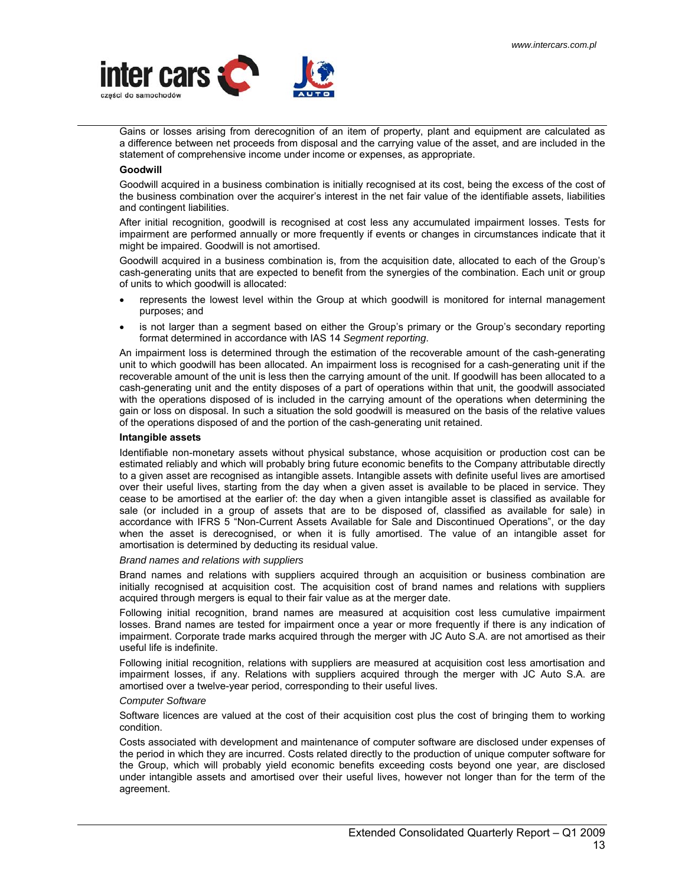Gains or losses arising from derecognition of an item of property, plant and equipment are calculated as a difference between net proceeds from disposal and the carrying value of the asset, and are included in the statement of comprehensive income under income or expenses, as appropriate.

**Goodwill**

Goodwill acquired in a business combination is initially recognised at its cost, being the excess of the cost of the business combination over the acquirer's interest in the net fair value of the identifiable assets, liabilities and contingent liabilities.

After initial recognition, goodwill is recognised at cost less any accumulated impairment losses. Tests for impairment are performed annually or more frequently if events or changes in circumstances indicate that it might be impaired. Goodwill is not amortised.

Goodwill acquired in a business combination is, from the acquisition date, allocated to each of the Group's cash-generating units that are expected to benefit from the synergies of the combination. Each unit or group of units to which goodwill is allocated:

- represents the lowest level within the Group at which goodwill is monitored for internal management purposes; and
- is not larger than a segment based on either the Group's primary or the Group's secondary reporting format determined in accordance with IAS 14 *Segment reporting*.

An impairment loss is determined through the estimation of the recoverable amount of the cash-generating unit to which goodwill has been allocated. An impairment loss is recognised for a cash-generating unit if the recoverable amount of the unit is less then the carrying amount of the unit. If goodwill has been allocated to a cash-generating unit and the entity disposes of a part of operations within that unit, the goodwill associated with the operations disposed of is included in the carrying amount of the operations when determining the gain or loss on disposal. In such a situation the sold goodwill is measured on the basis of the relative values of the operations disposed of and the portion of the cash-generating unit retained.

**Intangible assets**

Identifiable non-monetary assets without physical substance, whose acquisition or production cost can be estimated reliably and which will probably bring future economic benefits to the Company attributable directly to a given asset are recognised as intangible assets. Intangible assets with definite useful lives are amortised over their useful lives, starting from the day when a given asset is available to be placed in service. They cease to be amortised at the earlier of: the day when a given intangible asset is classified as available for sale (or included in a group of assets that are to be disposed of, classified as available for sale) in accordance with IFRS 5 "Non-Current Assets Available for Sale and Discontinued Operations", or the day when the asset is derecognised, or when it is fully amortised. The value of an intangible asset for amortisation is determined by deducting its residual value.

*Brand names and relations with suppliers*

Brand names and relations with suppliers acquired through an acquisition or business combination are initially recognised at acquisition cost. The acquisition cost of brand names and relations with suppliers acquired through mergers is equal to their fair value as at the merger date.

Following initial recognition, brand names are measured at acquisition cost less cumulative impairment losses. Brand names are tested for impairment once a year or more frequently if there is any indication of impairment. Corporate trade marks acquired through the merger with JC Auto S.A. are not amortised as their useful life is indefinite.

Following initial recognition, relations with suppliers are measured at acquisition cost less amortisation and impairment losses, if any. Relations with suppliers acquired through the merger with JC Auto S.A. are amortised over a twelve-year period, corresponding to their useful lives.

*Computer Software*

Software licences are valued at the cost of their acquisition cost plus the cost of bringing them to working condition.

Costs associated with development and maintenance of computer software are disclosed under expenses of the period in which they are incurred. Costs related directly to the production of unique computer software for the Group, which will probably yield economic benefits exceeding costs beyond one year, are disclosed under intangible assets and amortised over their useful lives, however not longer than for the term of the agreement.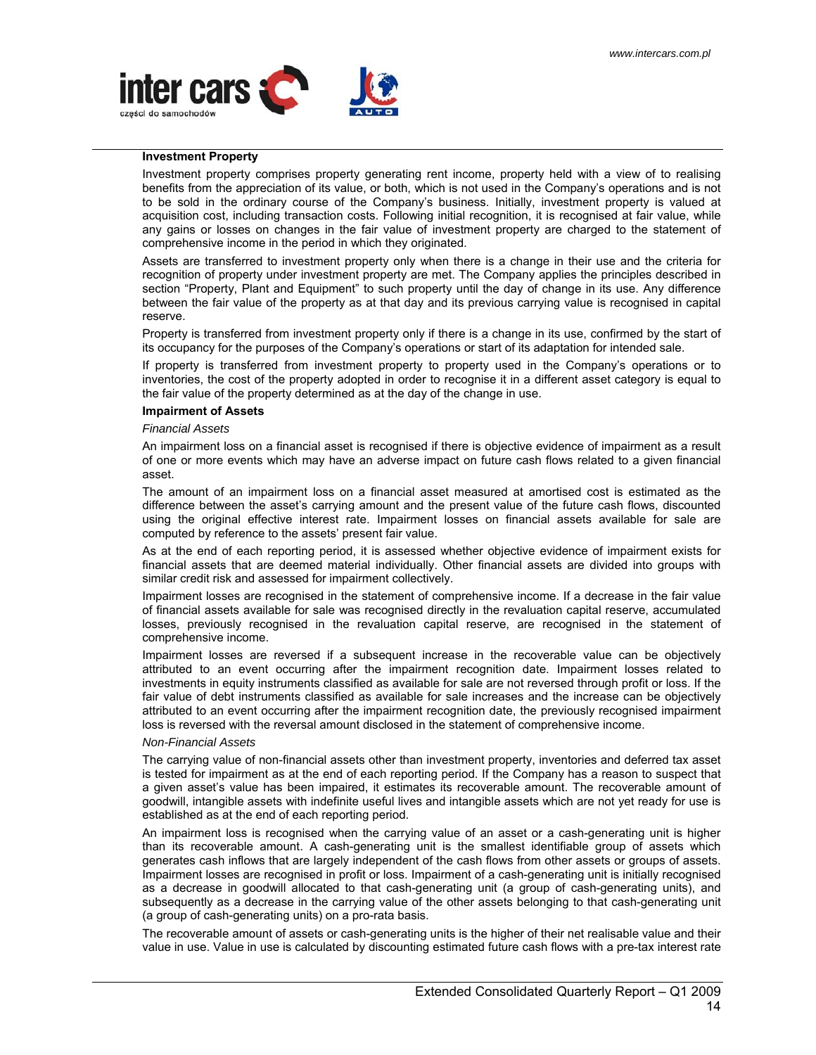**Investment Property**

Investment property comprises property generating rent income, property held with a view of to realising benefits from the appreciation of its value, or both, which is not used in the Company's operations and is not to be sold in the ordinary course of the Company's business. Initially, investment property is valued at acquisition cost, including transaction costs. Following initial recognition, it is recognised at fair value, while any gains or losses on changes in the fair value of investment property are charged to the statement of comprehensive income in the period in which they originated.

Assets are transferred to investment property only when there is a change in their use and the criteria for recognition of property under investment property are met. The Company applies the principles described in section "Property, Plant and Equipment" to such property until the day of change in its use. Any difference between the fair value of the property as at that day and its previous carrying value is recognised in capital reserve.

Property is transferred from investment property only if there is a change in its use, confirmed by the start of its occupancy for the purposes of the Company's operations or start of its adaptation for intended sale.

If property is transferred from investment property to property used in the Company's operations or to inventories, the cost of the property adopted in order to recognise it in a different asset category is equal to the fair value of the property determined as at the day of the change in use.

**Impairment of Assets**

*Financial Assets*

An impairment loss on a financial asset is recognised if there is objective evidence of impairment as a result of one or more events which may have an adverse impact on future cash flows related to a given financial asset.

The amount of an impairment loss on a financial asset measured at amortised cost is estimated as the difference between the asset's carrying amount and the present value of the future cash flows, discounted using the original effective interest rate. Impairment losses on financial assets available for sale are computed by reference to the assets' present fair value.

As at the end of each reporting period, it is assessed whether objective evidence of impairment exists for financial assets that are deemed material individually. Other financial assets are divided into groups with similar credit risk and assessed for impairment collectively.

Impairment losses are recognised in the statement of comprehensive income. If a decrease in the fair value of financial assets available for sale was recognised directly in the revaluation capital reserve, accumulated losses, previously recognised in the revaluation capital reserve, are recognised in the statement of comprehensive income.

Impairment losses are reversed if a subsequent increase in the recoverable value can be objectively attributed to an event occurring after the impairment recognition date. Impairment losses related to investments in equity instruments classified as available for sale are not reversed through profit or loss. If the fair value of debt instruments classified as available for sale increases and the increase can be objectively attributed to an event occurring after the impairment recognition date, the previously recognised impairment loss is reversed with the reversal amount disclosed in the statement of comprehensive income.

*Non-Financial Assets*

The carrying value of non-financial assets other than investment property, inventories and deferred tax asset is tested for impairment as at the end of each reporting period. If the Company has a reason to suspect that a given asset's value has been impaired, it estimates its recoverable amount. The recoverable amount of goodwill, intangible assets with indefinite useful lives and intangible assets which are not yet ready for use is established as at the end of each reporting period.

An impairment loss is recognised when the carrying value of an asset or a cash-generating unit is higher than its recoverable amount. A cash-generating unit is the smallest identifiable group of assets which generates cash inflows that are largely independent of the cash flows from other assets or groups of assets. Impairment losses are recognised in profit or loss. Impairment of a cash-generating unit is initially recognised as a decrease in goodwill allocated to that cash-generating unit (a group of cash-generating units), and subsequently as a decrease in the carrying value of the other assets belonging to that cash-generating unit (a group of cash-generating units) on a pro-rata basis.

The recoverable amount of assets or cash-generating units is the higher of their net realisable value and their value in use. Value in use is calculated by discounting estimated future cash flows with a pre-tax interest rate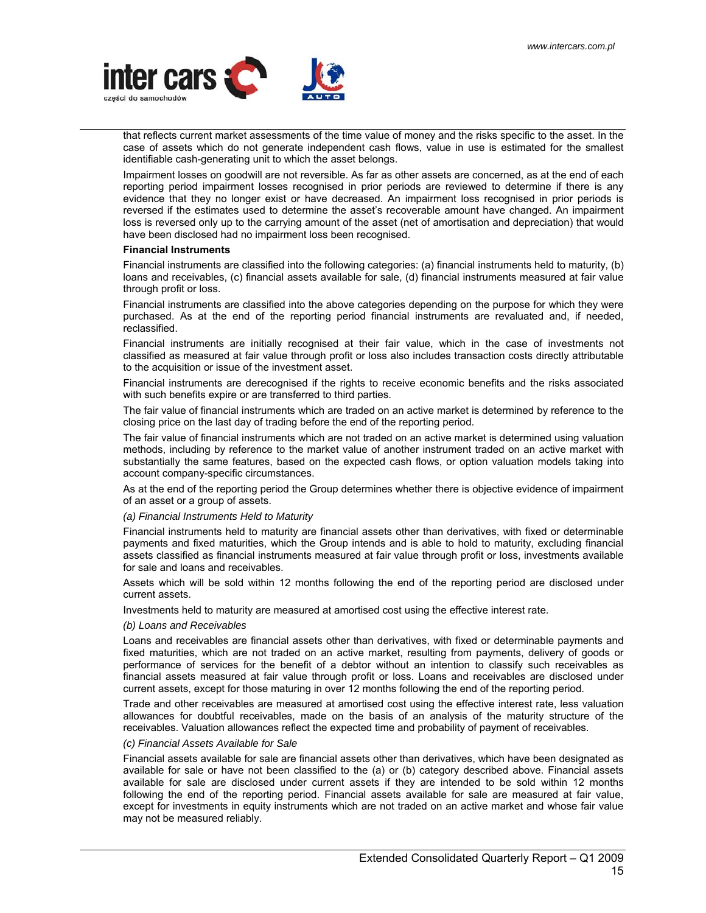that reflects current market assessments of the time value of money and the risks specific to the asset. In the case of assets which do not generate independent cash flows, value in use is estimated for the smallest identifiable cash-generating unit to which the asset belongs.

Impairment losses on goodwill are not reversible. As far as other assets are concerned, as at the end of each reporting period impairment losses recognised in prior periods are reviewed to determine if there is any evidence that they no longer exist or have decreased. An impairment loss recognised in prior periods is reversed if the estimates used to determine the asset's recoverable amount have changed. An impairment loss is reversed only up to the carrying amount of the asset (net of amortisation and depreciation) that would have been disclosed had no impairment loss been recognised.

**Financial Instruments**

Financial instruments are classified into the following categories: (a) financial instruments held to maturity, (b) loans and receivables, (c) financial assets available for sale, (d) financial instruments measured at fair value through profit or loss.

Financial instruments are classified into the above categories depending on the purpose for which they were purchased. As at the end of the reporting period financial instruments are revaluated and, if needed, reclassified.

Financial instruments are initially recognised at their fair value, which in the case of investments not classified as measured at fair value through profit or loss also includes transaction costs directly attributable to the acquisition or issue of the investment asset.

Financial instruments are derecognised if the rights to receive economic benefits and the risks associated with such benefits expire or are transferred to third parties.

The fair value of financial instruments which are traded on an active market is determined by reference to the closing price on the last day of trading before the end of the reporting period.

The fair value of financial instruments which are not traded on an active market is determined using valuation methods, including by reference to the market value of another instrument traded on an active market with substantially the same features, based on the expected cash flows, or option valuation models taking into account company-specific circumstances.

As at the end of the reporting period the Group determines whether there is objective evidence of impairment of an asset or a group of assets.

*(a) Financial Instruments Held to Maturity*

Financial instruments held to maturity are financial assets other than derivatives, with fixed or determinable payments and fixed maturities, which the Group intends and is able to hold to maturity, excluding financial assets classified as financial instruments measured at fair value through profit or loss, investments available for sale and loans and receivables.

Assets which will be sold within 12 months following the end of the reporting period are disclosed under current assets.

Investments held to maturity are measured at amortised cost using the effective interest rate.

*(b) Loans and Receivables*

Loans and receivables are financial assets other than derivatives, with fixed or determinable payments and fixed maturities, which are not traded on an active market, resulting from payments, delivery of goods or performance of services for the benefit of a debtor without an intention to classify such receivables as financial assets measured at fair value through profit or loss. Loans and receivables are disclosed under current assets, except for those maturing in over 12 months following the end of the reporting period.

Trade and other receivables are measured at amortised cost using the effective interest rate, less valuation allowances for doubtful receivables, made on the basis of an analysis of the maturity structure of the receivables. Valuation allowances reflect the expected time and probability of payment of receivables.

*(c) Financial Assets Available for Sale*

Financial assets available for sale are financial assets other than derivatives, which have been designated as available for sale or have not been classified to the (a) or (b) category described above. Financial assets available for sale are disclosed under current assets if they are intended to be sold within 12 months following the end of the reporting period. Financial assets available for sale are measured at fair value, except for investments in equity instruments which are not traded on an active market and whose fair value may not be measured reliably.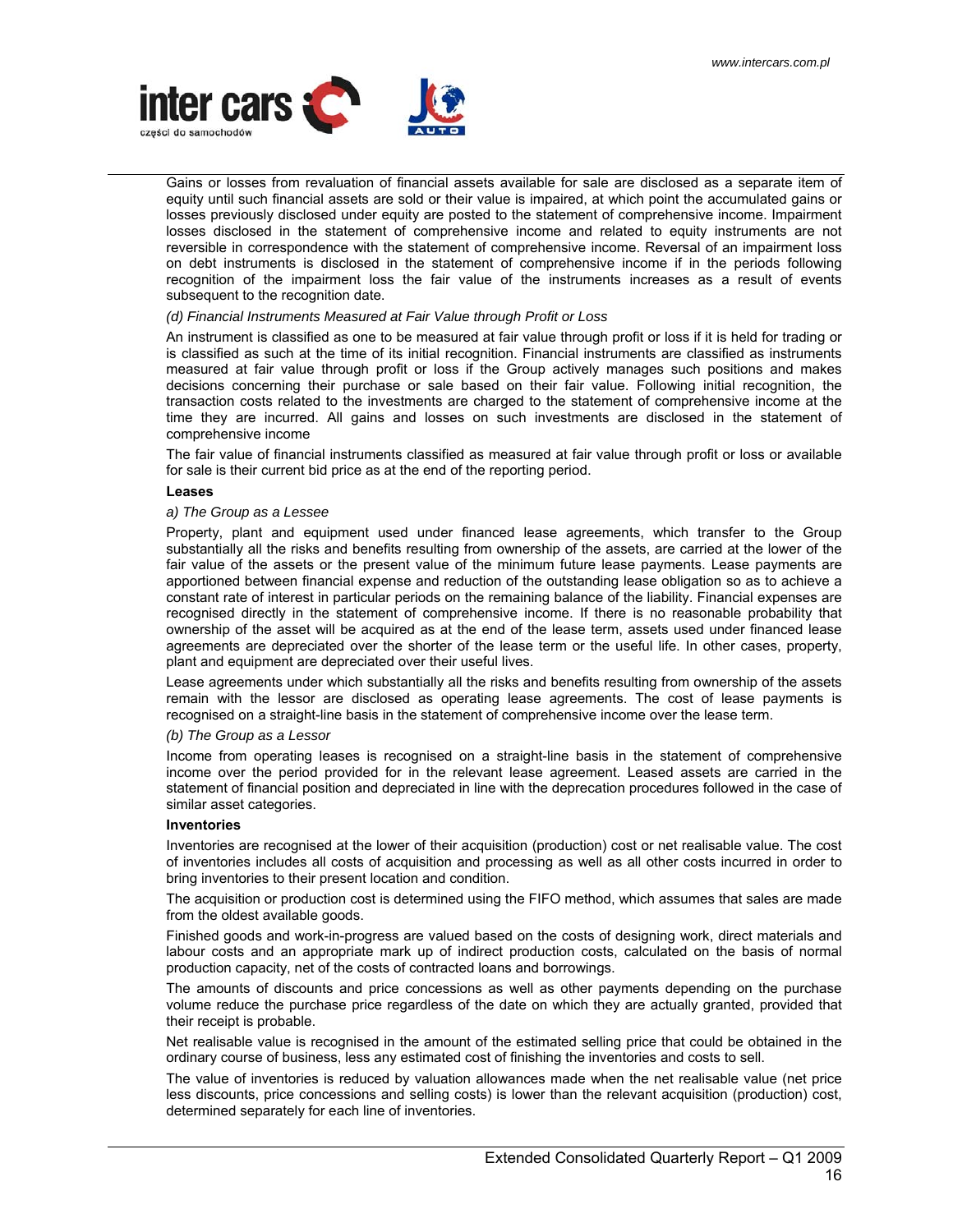Gains or losses from revaluation of financial assets available for sale are disclosed as a separate item of equity until such financial assets are sold or their value is impaired, at which point the accumulated gains or losses previously disclosed under equity are posted to the statement of comprehensive income. Impairment losses disclosed in the statement of comprehensive income and related to equity instruments are not reversible in correspondence with the statement of comprehensive income. Reversal of an impairment loss on debt instruments is disclosed in the statement of comprehensive income if in the periods following recognition of the impairment loss the fair value of the instruments increases as a result of events subsequent to the recognition date.

*(d) Financial Instruments Measured at Fair Value through Profit or Loss*

An instrument is classified as one to be measured at fair value through profit or loss if it is held for trading or is classified as such at the time of its initial recognition. Financial instruments are classified as instruments measured at fair value through profit or loss if the Group actively manages such positions and makes decisions concerning their purchase or sale based on their fair value. Following initial recognition, the transaction costs related to the investments are charged to the statement of comprehensive income at the time they are incurred. All gains and losses on such investments are disclosed in the statement of comprehensive income

The fair value of financial instruments classified as measured at fair value through profit or loss or available for sale is their current bid price as at the end of the reporting period.

**Leases**

*a) The Group as a Lessee*

Property, plant and equipment used under financed lease agreements, which transfer to the Group substantially all the risks and benefits resulting from ownership of the assets, are carried at the lower of the fair value of the assets or the present value of the minimum future lease payments. Lease payments are apportioned between financial expense and reduction of the outstanding lease obligation so as to achieve a constant rate of interest in particular periods on the remaining balance of the liability. Financial expenses are recognised directly in the statement of comprehensive income. If there is no reasonable probability that ownership of the asset will be acquired as at the end of the lease term, assets used under financed lease agreements are depreciated over the shorter of the lease term or the useful life. In other cases, property, plant and equipment are depreciated over their useful lives.

Lease agreements under which substantially all the risks and benefits resulting from ownership of the assets remain with the lessor are disclosed as operating lease agreements. The cost of lease payments is recognised on a straight-line basis in the statement of comprehensive income over the lease term.

*(b) The Group as a Lessor*

Income from operating leases is recognised on a straight-line basis in the statement of comprehensive income over the period provided for in the relevant lease agreement. Leased assets are carried in the statement of financial position and depreciated in line with the deprecation procedures followed in the case of similar asset categories.

**Inventories**

Inventories are recognised at the lower of their acquisition (production) cost or net realisable value. The cost of inventories includes all costs of acquisition and processing as well as all other costs incurred in order to bring inventories to their present location and condition.

The acquisition or production cost is determined using the FIFO method, which assumes that sales are made from the oldest available goods.

Finished goods and work-in-progress are valued based on the costs of designing work, direct materials and labour costs and an appropriate mark up of indirect production costs, calculated on the basis of normal production capacity, net of the costs of contracted loans and borrowings.

The amounts of discounts and price concessions as well as other payments depending on the purchase volume reduce the purchase price regardless of the date on which they are actually granted, provided that their receipt is probable.

Net realisable value is recognised in the amount of the estimated selling price that could be obtained in the ordinary course of business, less any estimated cost of finishing the inventories and costs to sell.

The value of inventories is reduced by valuation allowances made when the net realisable value (net price less discounts, price concessions and selling costs) is lower than the relevant acquisition (production) cost, determined separately for each line of inventories.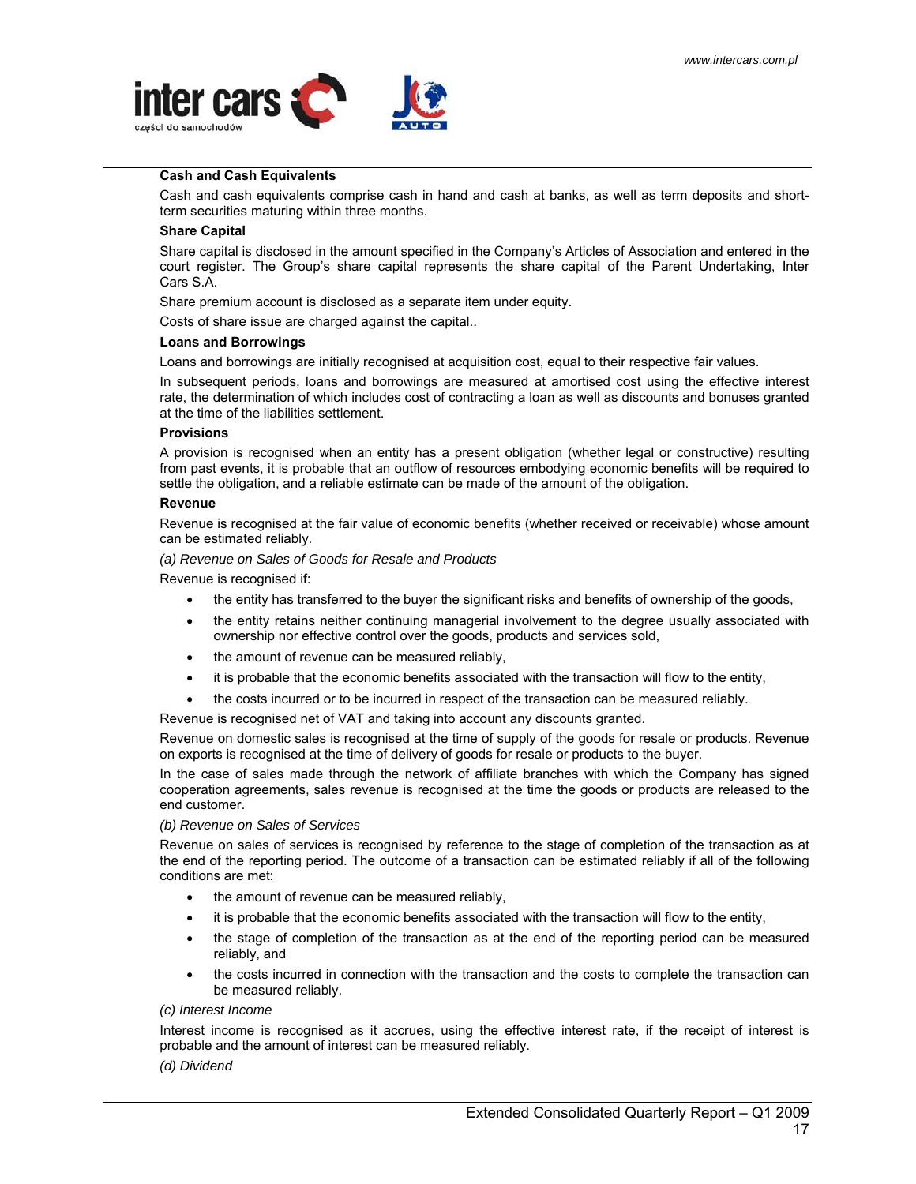**Cash and Cash Equivalents**

Cash and cash equivalents comprise cash in hand and cash at banks, as well as term deposits and short-term securities maturing within three months.

**Share Capital**

Share capital is disclosed in the amount specified in the Company's Articles of Association and entered in the court register. The Group's share capital represents the share capital of the Parent Undertaking, Inter Cars S.A.

Share premium account is disclosed as a separate item under equity.

Costs of share issue are charged against the capital..

**Loans and Borrowings**

Loans and borrowings are initially recognised at acquisition cost, equal to their respective fair values.

In subsequent periods, loans and borrowings are measured at amortised cost using the effective interest rate, the determination of which includes cost of contracting a loan as well as discounts and bonuses granted at the time of the liabilities settlement.

**Provisions**

A provision is recognised when an entity has a present obligation (whether legal or constructive) resulting from past events, it is probable that an outflow of resources embodying economic benefits will be required to settle the obligation, and a reliable estimate can be made of the amount of the obligation.

**Revenue**

Revenue is recognised at the fair value of economic benefits (whether received or receivable) whose amount can be estimated reliably.

*(a) Revenue on Sales of Goods for Resale and Products*

Revenue is recognised if:

- the entity has transferred to the buyer the significant risks and benefits of ownership of the goods,
- the entity retains neither continuing managerial involvement to the degree usually associated with ownership nor effective control over the goods, products and services sold,
- the amount of revenue can be measured reliably,
- it is probable that the economic benefits associated with the transaction will flow to the entity,
- the costs incurred or to be incurred in respect of the transaction can be measured reliably.

Revenue is recognised net of VAT and taking into account any discounts granted.

Revenue on domestic sales is recognised at the time of supply of the goods for resale or products. Revenue on exports is recognised at the time of delivery of goods for resale or products to the buyer.

In the case of sales made through the network of affiliate branches with which the Company has signed cooperation agreements, sales revenue is recognised at the time the goods or products are released to the end customer.

*(b) Revenue on Sales of Services*

Revenue on sales of services is recognised by reference to the stage of completion of the transaction as at the end of the reporting period. The outcome of a transaction can be estimated reliably if all of the following conditions are met:

- the amount of revenue can be measured reliably,
- it is probable that the economic benefits associated with the transaction will flow to the entity,
- the stage of completion of the transaction as at the end of the reporting period can be measured reliably, and
- the costs incurred in connection with the transaction and the costs to complete the transaction can be measured reliably.

*(c) Interest Income*

Interest income is recognised as it accrues, using the effective interest rate, if the receipt of interest is probable and the amount of interest can be measured reliably.

*(d) Dividend*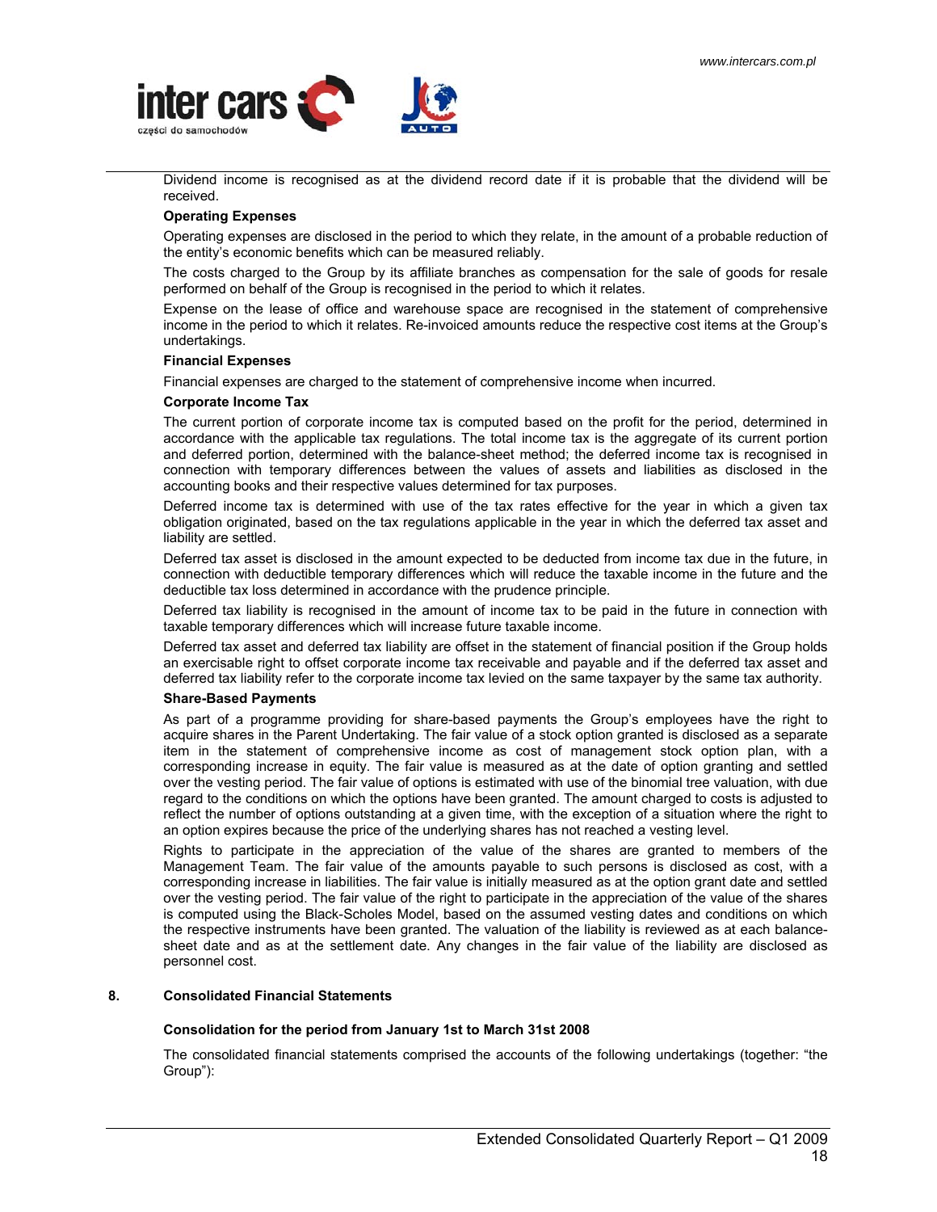Dividend income is recognised as at the dividend record date if it is probable that the dividend will be received.

**Operating Expenses**

Operating expenses are disclosed in the period to which they relate, in the amount of a probable reduction of the entity's economic benefits which can be measured reliably.

The costs charged to the Group by its affiliate branches as compensation for the sale of goods for resale performed on behalf of the Group is recognised in the period to which it relates.

Expense on the lease of office and warehouse space are recognised in the statement of comprehensive income in the period to which it relates. Re-invoiced amounts reduce the respective cost items at the Group's undertakings.

**Financial Expenses**

Financial expenses are charged to the statement of comprehensive income when incurred.

**Corporate Income Tax**

The current portion of corporate income tax is computed based on the profit for the period, determined in accordance with the applicable tax regulations. The total income tax is the aggregate of its current portion and deferred portion, determined with the balance-sheet method; the deferred income tax is recognised in connection with temporary differences between the values of assets and liabilities as disclosed in the accounting books and their respective values determined for tax purposes.

Deferred income tax is determined with use of the tax rates effective for the year in which a given tax obligation originated, based on the tax regulations applicable in the year in which the deferred tax asset and liability are settled.

Deferred tax asset is disclosed in the amount expected to be deducted from income tax due in the future, in connection with deductible temporary differences which will reduce the taxable income in the future and the deductible tax loss determined in accordance with the prudence principle.

Deferred tax liability is recognised in the amount of income tax to be paid in the future in connection with taxable temporary differences which will increase future taxable income.

Deferred tax asset and deferred tax liability are offset in the statement of financial position if the Group holds an exercisable right to offset corporate income tax receivable and payable and if the deferred tax asset and deferred tax liability refer to the corporate income tax levied on the same taxpayer by the same tax authority.

**Share-Based Payments**

As part of a programme providing for share-based payments the Group's employees have the right to acquire shares in the Parent Undertaking. The fair value of a stock option granted is disclosed as a separate item in the statement of comprehensive income as cost of management stock option plan, with a corresponding increase in equity. The fair value is measured as at the date of option granting and settled over the vesting period. The fair value of options is estimated with use of the binomial tree valuation, with due regard to the conditions on which the options have been granted. The amount charged to costs is adjusted to reflect the number of options outstanding at a given time, with the exception of a situation where the right to an option expires because the price of the underlying shares has not reached a vesting level.

Rights to participate in the appreciation of the value of the shares are granted to members of the Management Team. The fair value of the amounts payable to such persons is disclosed as cost, with a corresponding increase in liabilities. The fair value is initially measured as at the option grant date and settled over the vesting period. The fair value of the right to participate in the appreciation of the value of the shares is computed using the Black-Scholes Model, based on the assumed vesting dates and conditions on which the respective instruments have been granted. The valuation of the liability is reviewed as at each balance-sheet date and as at the settlement date. Any changes in the fair value of the liability are disclosed as personnel cost.

## 8. Consolidated Financial Statements

**Consolidation for the period from January 1st to March 31st 2008**

The consolidated financial statements comprised the accounts of the following undertakings (together: "the Group"):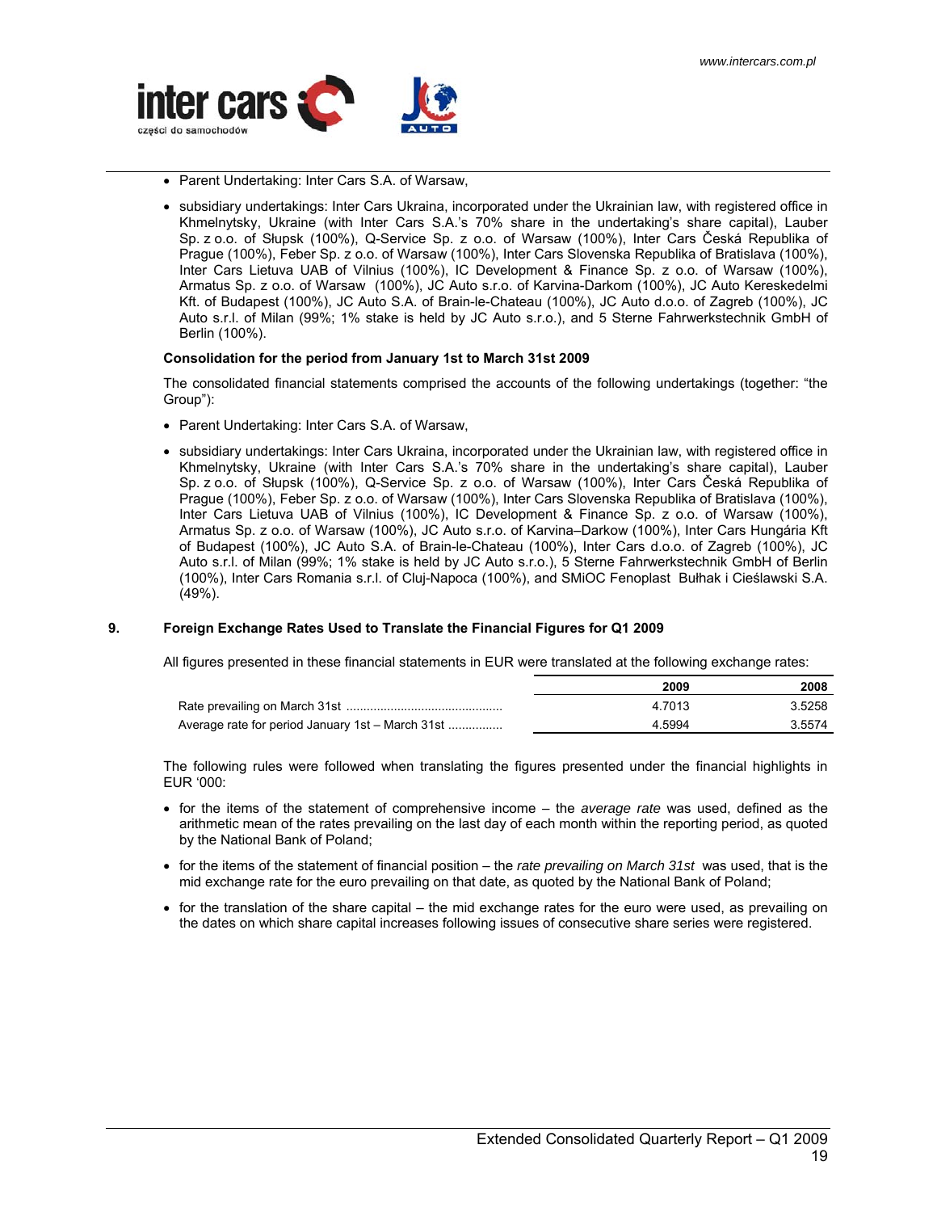- Parent Undertaking: Inter Cars S.A. of Warsaw,
- subsidiary undertakings: Inter Cars Ukraina, incorporated under the Ukrainian law, with registered office in Khmelnytsky, Ukraine (with Inter Cars S.A.'s 70% share in the undertaking's share capital), Lauber Sp. z o.o. of Słupsk (100%), Q-Service Sp. z o.o. of Warsaw (100%), Inter Cars Česká Republika of Prague (100%), Feber Sp. z o.o. of Warsaw (100%), Inter Cars Slovenska Republika of Bratislava (100%), Inter Cars Lietuva UAB of Vilnius (100%), IC Development & Finance Sp. z o.o. of Warsaw (100%), Armatus Sp. z o.o. of Warsaw (100%), JC Auto s.r.o. of Karvina-Darkom (100%), JC Auto Kereskedelmi Kft. of Budapest (100%), JC Auto S.A. of Brain-le-Chateau (100%), JC Auto d.o.o. of Zagreb (100%), JC Auto s.r.l. of Milan (99%; 1% stake is held by JC Auto s.r.o.), and 5 Sterne Fahrwerkstechnik GmbH of Berlin (100%).

**Consolidation for the period from January 1st to March 31st 2009**

The consolidated financial statements comprised the accounts of the following undertakings (together: "the Group"):

- Parent Undertaking: Inter Cars S.A. of Warsaw,
- subsidiary undertakings: Inter Cars Ukraina, incorporated under the Ukrainian law, with registered office in Khmelnytsky, Ukraine (with Inter Cars S.A.'s 70% share in the undertaking's share capital), Lauber Sp. z o.o. of Słupsk (100%), Q-Service Sp. z o.o. of Warsaw (100%), Inter Cars Česká Republika of Prague (100%), Feber Sp. z o.o. of Warsaw (100%), Inter Cars Slovenska Republika of Bratislava (100%), Inter Cars Lietuva UAB of Vilnius (100%), IC Development & Finance Sp. z o.o. of Warsaw (100%), Armatus Sp. z o.o. of Warsaw (100%), JC Auto s.r.o. of Karvina–Darkow (100%), Inter Cars Hungária Kft of Budapest (100%), JC Auto S.A. of Brain-le-Chateau (100%), Inter Cars d.o.o. of Zagreb (100%), JC Auto s.r.l. of Milan (99%; 1% stake is held by JC Auto s.r.o.), 5 Sterne Fahrwerkstechnik GmbH of Berlin (100%), Inter Cars Romania s.r.l. of Cluj-Napoca (100%), and SMiOC Fenoplast Bułhak i Cieślawski S.A. (49%).

## 9. Foreign Exchange Rates Used to Translate the Financial Figures for Q1 2009

All figures presented in these financial statements in EUR were translated at the following exchange rates:

| | 2009 | 2008 |
|---|---|---|
| Rate prevailing on March 31st | 4.7013 | 3.5258 |
| Average rate for period January 1st – March 31st | 4.5994 | 3.5574 |

The following rules were followed when translating the figures presented under the financial highlights in EUR '000:

- for the items of the statement of comprehensive income – the *average rate* was used, defined as the arithmetic mean of the rates prevailing on the last day of each month within the reporting period, as quoted by the National Bank of Poland;
- for the items of the statement of financial position – the *rate prevailing on March 31st* was used, that is the mid exchange rate for the euro prevailing on that date, as quoted by the National Bank of Poland;
- for the translation of the share capital – the mid exchange rates for the euro were used, as prevailing on the dates on which share capital increases following issues of consecutive share series were registered.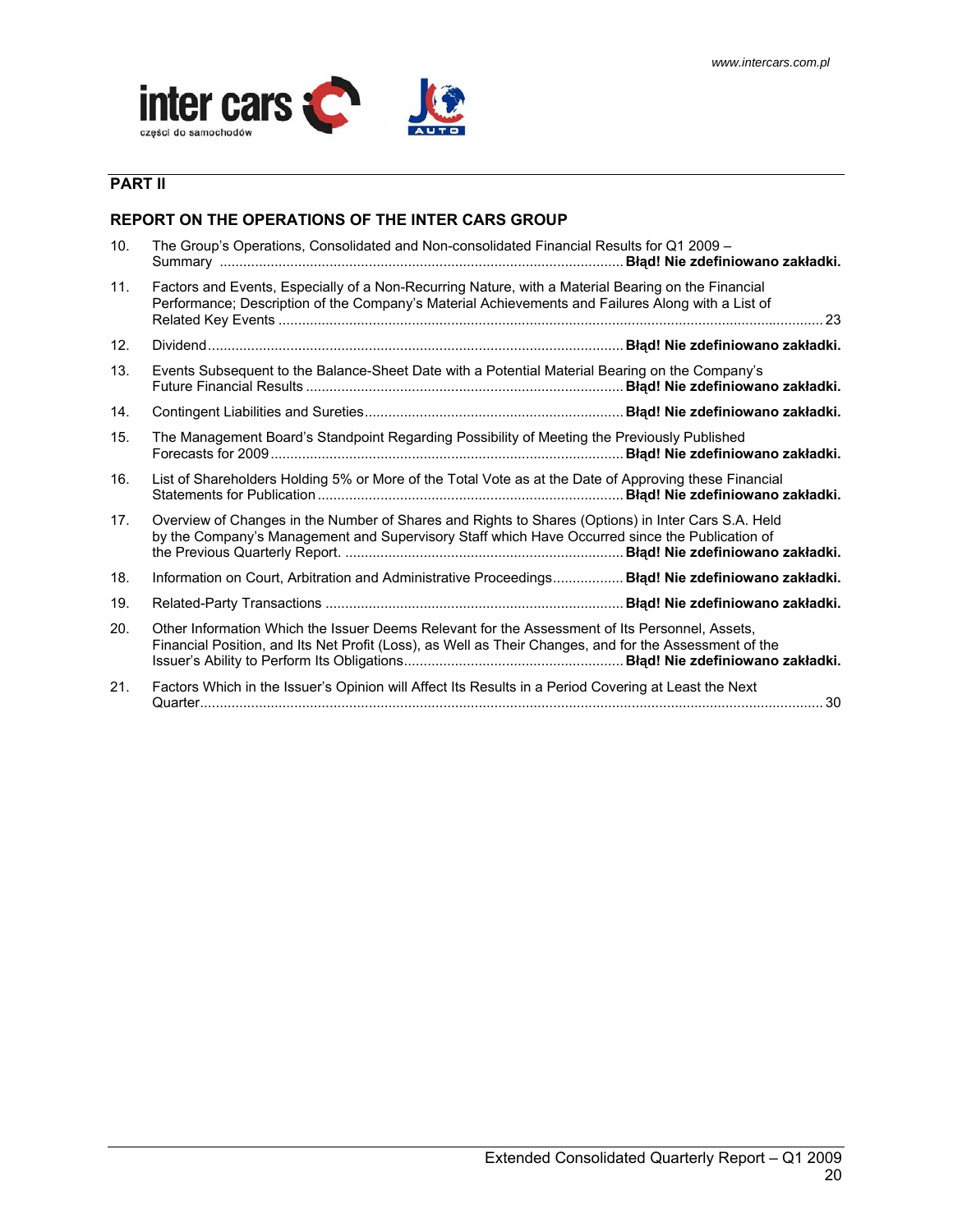## PART II

### REPORT ON THE OPERATIONS OF THE INTER CARS GROUP

| | | |
|---|---|---|
| 10. | The Group's Operations, Consolidated and Non-consolidated Financial Results for Q1 2009 – Summary | **Błąd! Nie zdefiniowano zakładki.** |
| 11. | Factors and Events, Especially of a Non-Recurring Nature, with a Material Bearing on the Financial Performance; Description of the Company's Material Achievements and Failures Along with a List of Related Key Events | 23 |
| 12. | Dividend | **Błąd! Nie zdefiniowano zakładki.** |
| 13. | Events Subsequent to the Balance-Sheet Date with a Potential Material Bearing on the Company's Future Financial Results | **Błąd! Nie zdefiniowano zakładki.** |
| 14. | Contingent Liabilities and Sureties | **Błąd! Nie zdefiniowano zakładki.** |
| 15. | The Management Board's Standpoint Regarding Possibility of Meeting the Previously Published Forecasts for 2009 | **Błąd! Nie zdefiniowano zakładki.** |
| 16. | List of Shareholders Holding 5% or More of the Total Vote as at the Date of Approving these Financial Statements for Publication | **Błąd! Nie zdefiniowano zakładki.** |
| 17. | Overview of Changes in the Number of Shares and Rights to Shares (Options) in Inter Cars S.A. Held by the Company's Management and Supervisory Staff which Have Occurred since the Publication of the Previous Quarterly Report. | **Błąd! Nie zdefiniowano zakładki.** |
| 18. | Information on Court, Arbitration and Administrative Proceedings | **Błąd! Nie zdefiniowano zakładki.** |
| 19. | Related-Party Transactions | **Błąd! Nie zdefiniowano zakładki.** |
| 20. | Other Information Which the Issuer Deems Relevant for the Assessment of Its Personnel, Assets, Financial Position, and Its Net Profit (Loss), as Well as Their Changes, and for the Assessment of the Issuer's Ability to Perform Its Obligations | **Błąd! Nie zdefiniowano zakładki.** |
| 21. | Factors Which in the Issuer's Opinion will Affect Its Results in a Period Covering at Least the Next Quarter | 30 |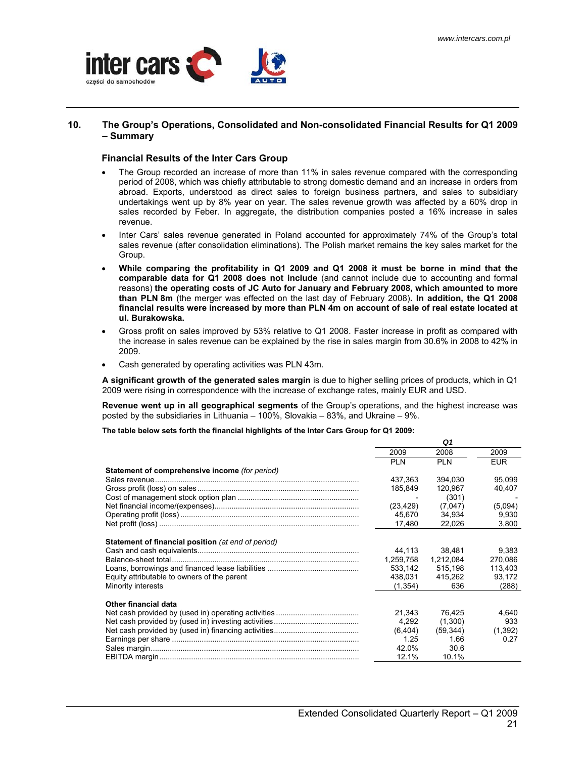## 10. The Group's Operations, Consolidated and Non-consolidated Financial Results for Q1 2009 – Summary

### Financial Results of the Inter Cars Group

- The Group recorded an increase of more than 11% in sales revenue compared with the corresponding period of 2008, which was chiefly attributable to strong domestic demand and an increase in orders from abroad. Exports, understood as direct sales to foreign business partners, and sales to subsidiary undertakings went up by 8% year on year. The sales revenue growth was affected by a 60% drop in sales recorded by Feber. In aggregate, the distribution companies posted a 16% increase in sales revenue.
- Inter Cars' sales revenue generated in Poland accounted for approximately 74% of the Group's total sales revenue (after consolidation eliminations). The Polish market remains the key sales market for the Group.
- **While comparing the profitability in Q1 2009 and Q1 2008 it must be borne in mind that the comparable data for Q1 2008 does not include** (and cannot include due to accounting and formal reasons) **the operating costs of JC Auto for January and February 2008, which amounted to more than PLN 8m** (the merger was effected on the last day of February 2008)**. In addition, the Q1 2008 financial results were increased by more than PLN 4m on account of sale of real estate located at ul. Burakowska.**
- Gross profit on sales improved by 53% relative to Q1 2008. Faster increase in profit as compared with the increase in sales revenue can be explained by the rise in sales margin from 30.6% in 2008 to 42% in 2009.
- Cash generated by operating activities was PLN 43m.

**A significant growth of the generated sales margin** is due to higher selling prices of products, which in Q1 2009 were rising in correspondence with the increase of exchange rates, mainly EUR and USD.

**Revenue went up in all geographical segments** of the Group's operations, and the highest increase was posted by the subsidiaries in Lithuania – 100%, Slovakia – 83%, and Ukraine – 9%.

**The table below sets forth the financial highlights of the Inter Cars Group for Q1 2009:**

| | *Q1* | | |
|---|---|---|---|
| | 2009 | 2008 | 2009 |
| | PLN | PLN | EUR |
| **Statement of comprehensive income** *(for period)* | | | |
| Sales revenue | 437,363 | 394,030 | 95,099 |
| Gross profit (loss) on sales | 185,849 | 120,967 | 40,407 |
| Cost of management stock option plan | - | (301) | - |
| Net financial income/(expenses) | (23,429) | (7,047) | (5,094) |
| Operating profit (loss) | 45,670 | 34,934 | 9,930 |
| Net profit (loss) | 17,480 | 22,026 | 3,800 |
| **Statement of financial position** *(at end of period)* | | | |
| Cash and cash equivalents | 44,113 | 38,481 | 9,383 |
| Balance-sheet total | 1,259,758 | 1,212,084 | 270,086 |
| Loans, borrowings and financed lease liabilities | 533,142 | 515,198 | 113,403 |
| Equity attributable to owners of the parent | 438,031 | 415,262 | 93,172 |
| Minority interests | (1,354) | 636 | (288) |
| **Other financial data** | | | |
| Net cash provided by (used in) operating activities | 21,343 | 76,425 | 4,640 |
| Net cash provided by (used in) investing activities | 4,292 | (1,300) | 933 |
| Net cash provided by (used in) financing activities | (6,404) | (59,344) | (1,392) |
| Earnings per share | 1.25 | 1.66 | 0.27 |
| Sales margin | 42.0% | 30.6 | |
| EBITDA margin | 12.1% | 10.1% | |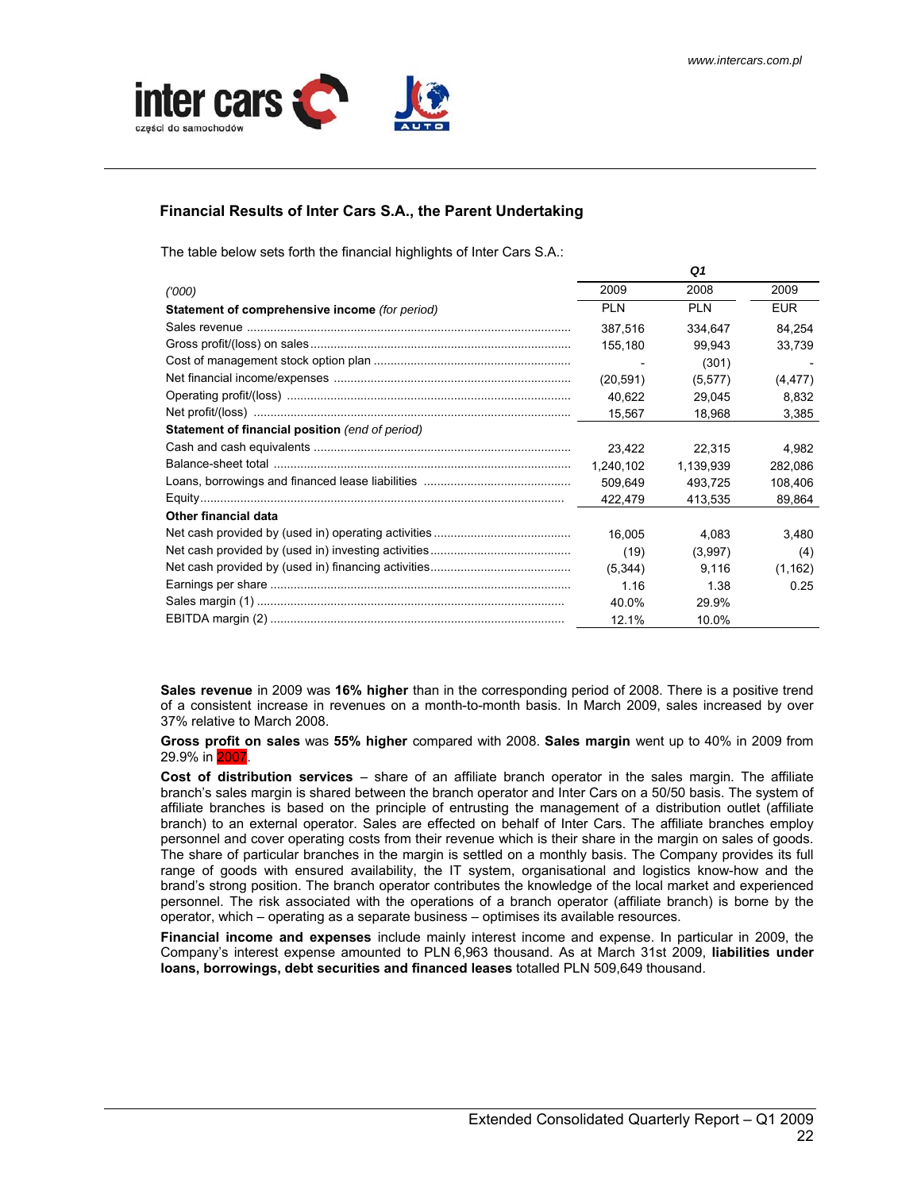## Financial Results of Inter Cars S.A., the Parent Undertaking

The table below sets forth the financial highlights of Inter Cars S.A.:

| ('000) | Q1 | | |
|---|---|---|---|
| | 2009 | 2008 | 2009 |
| **Statement of comprehensive income** *(for period)* | PLN | PLN | EUR |
| Sales revenue | 387,516 | 334,647 | 84,254 |
| Gross profit/(loss) on sales | 155,180 | 99,943 | 33,739 |
| Cost of management stock option plan | - | (301) | - |
| Net financial income/expenses | (20,591) | (5,577) | (4,477) |
| Operating profit/(loss) | 40,622 | 29,045 | 8,832 |
| Net profit/(loss) | 15,567 | 18,968 | 3,385 |
| **Statement of financial position** *(end of period)* | | | |
| Cash and cash equivalents | 23,422 | 22,315 | 4,982 |
| Balance-sheet total | 1,240,102 | 1,139,939 | 282,086 |
| Loans, borrowings and financed lease liabilities | 509,649 | 493,725 | 108,406 |
| Equity | 422,479 | 413,535 | 89,864 |
| **Other financial data** | | | |
| Net cash provided by (used in) operating activities | 16,005 | 4,083 | 3,480 |
| Net cash provided by (used in) investing activities | (19) | (3,997) | (4) |
| Net cash provided by (used in) financing activities | (5,344) | 9,116 | (1,162) |
| Earnings per share | 1.16 | 1.38 | 0.25 |
| Sales margin (1) | 40.0% | 29.9% | |
| EBITDA margin (2) | 12.1% | 10.0% | |

**Sales revenue** in 2009 was **16% higher** than in the corresponding period of 2008. There is a positive trend of a consistent increase in revenues on a month-to-month basis. In March 2009, sales increased by over 37% relative to March 2008.

**Gross profit on sales** was **55% higher** compared with 2008. **Sales margin** went up to 40% in 2009 from 29.9% in 2007.

**Cost of distribution services** – share of an affiliate branch operator in the sales margin. The affiliate branch's sales margin is shared between the branch operator and Inter Cars on a 50/50 basis. The system of affiliate branches is based on the principle of entrusting the management of a distribution outlet (affiliate branch) to an external operator. Sales are effected on behalf of Inter Cars. The affiliate branches employ personnel and cover operating costs from their revenue which is their share in the margin on sales of goods. The share of particular branches in the margin is settled on a monthly basis. The Company provides its full range of goods with ensured availability, the IT system, organisational and logistics know-how and the brand's strong position. The branch operator contributes the knowledge of the local market and experienced personnel. The risk associated with the operations of a branch operator (affiliate branch) is borne by the operator, which – operating as a separate business – optimises its available resources.

**Financial income and expenses** include mainly interest income and expense. In particular in 2009, the Company's interest expense amounted to PLN 6,963 thousand. As at March 31st 2009, **liabilities under loans, borrowings, debt securities and financed leases** totalled PLN 509,649 thousand.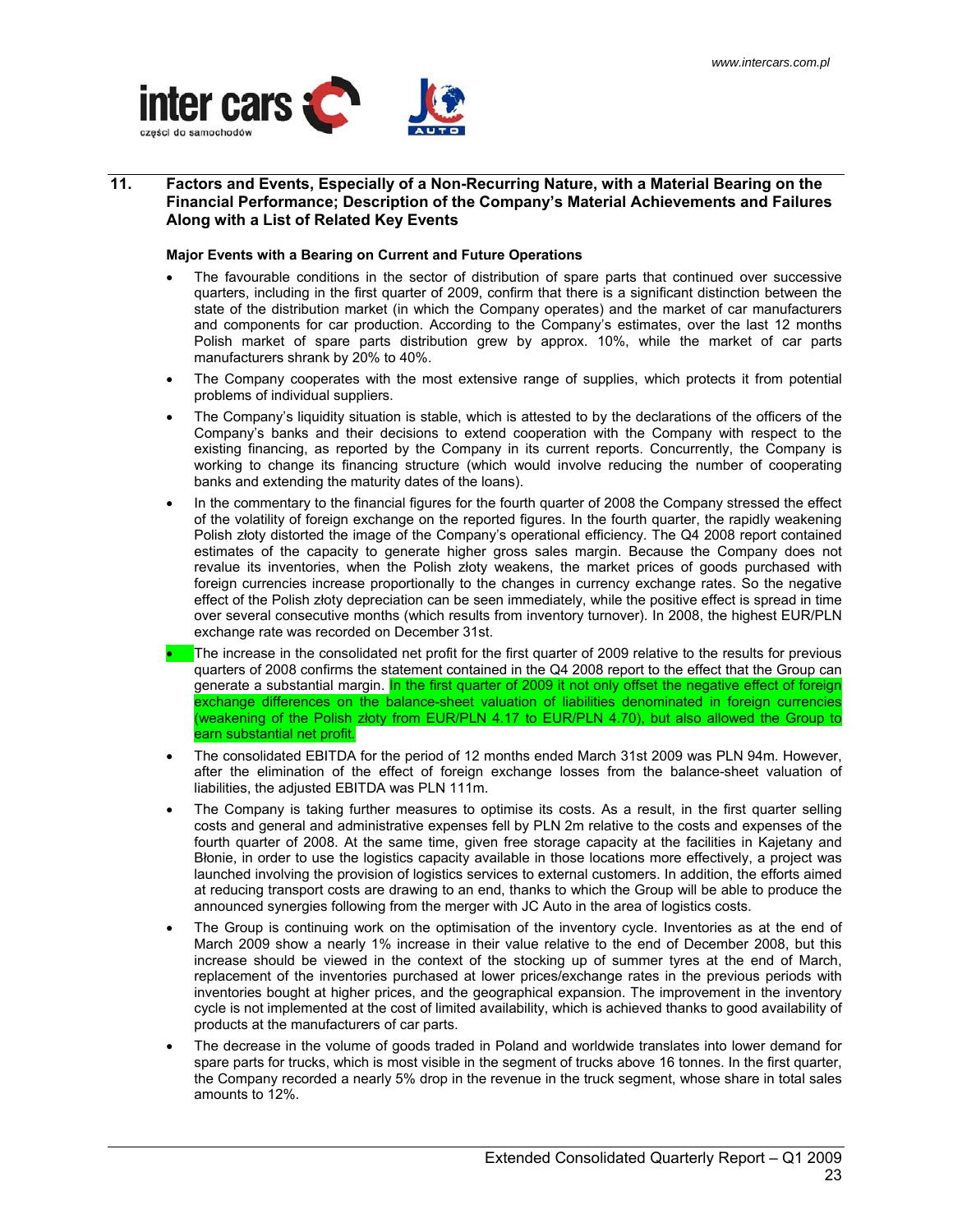## 11. Factors and Events, Especially of a Non-Recurring Nature, with a Material Bearing on the Financial Performance; Description of the Company's Material Achievements and Failures Along with a List of Related Key Events

### Major Events with a Bearing on Current and Future Operations

- The favourable conditions in the sector of distribution of spare parts that continued over successive quarters, including in the first quarter of 2009, confirm that there is a significant distinction between the state of the distribution market (in which the Company operates) and the market of car manufacturers and components for car production. According to the Company's estimates, over the last 12 months Polish market of spare parts distribution grew by approx. 10%, while the market of car parts manufacturers shrank by 20% to 40%.
- The Company cooperates with the most extensive range of supplies, which protects it from potential problems of individual suppliers.
- The Company's liquidity situation is stable, which is attested to by the declarations of the officers of the Company's banks and their decisions to extend cooperation with the Company with respect to the existing financing, as reported by the Company in its current reports. Concurrently, the Company is working to change its financing structure (which would involve reducing the number of cooperating banks and extending the maturity dates of the loans).
- In the commentary to the financial figures for the fourth quarter of 2008 the Company stressed the effect of the volatility of foreign exchange on the reported figures. In the fourth quarter, the rapidly weakening Polish złoty distorted the image of the Company's operational efficiency. The Q4 2008 report contained estimates of the capacity to generate higher gross sales margin. Because the Company does not revalue its inventories, when the Polish złoty weakens, the market prices of goods purchased with foreign currencies increase proportionally to the changes in currency exchange rates. So the negative effect of the Polish złoty depreciation can be seen immediately, while the positive effect is spread in time over several consecutive months (which results from inventory turnover). In 2008, the highest EUR/PLN exchange rate was recorded on December 31st.
- The increase in the consolidated net profit for the first quarter of 2009 relative to the results for previous quarters of 2008 confirms the statement contained in the Q4 2008 report to the effect that the Group can generate a substantial margin. In the first quarter of 2009 it not only offset the negative effect of foreign exchange differences on the balance-sheet valuation of liabilities denominated in foreign currencies (weakening of the Polish złoty from EUR/PLN 4.17 to EUR/PLN 4.70), but also allowed the Group to earn substantial net profit.
- The consolidated EBITDA for the period of 12 months ended March 31st 2009 was PLN 94m. However, after the elimination of the effect of foreign exchange losses from the balance-sheet valuation of liabilities, the adjusted EBITDA was PLN 111m.
- The Company is taking further measures to optimise its costs. As a result, in the first quarter selling costs and general and administrative expenses fell by PLN 2m relative to the costs and expenses of the fourth quarter of 2008. At the same time, given free storage capacity at the facilities in Kajetany and Błonie, in order to use the logistics capacity available in those locations more effectively, a project was launched involving the provision of logistics services to external customers. In addition, the efforts aimed at reducing transport costs are drawing to an end, thanks to which the Group will be able to produce the announced synergies following from the merger with JC Auto in the area of logistics costs.
- The Group is continuing work on the optimisation of the inventory cycle. Inventories as at the end of March 2009 show a nearly 1% increase in their value relative to the end of December 2008, but this increase should be viewed in the context of the stocking up of summer tyres at the end of March, replacement of the inventories purchased at lower prices/exchange rates in the previous periods with inventories bought at higher prices, and the geographical expansion. The improvement in the inventory cycle is not implemented at the cost of limited availability, which is achieved thanks to good availability of products at the manufacturers of car parts.
- The decrease in the volume of goods traded in Poland and worldwide translates into lower demand for spare parts for trucks, which is most visible in the segment of trucks above 16 tonnes. In the first quarter, the Company recorded a nearly 5% drop in the revenue in the truck segment, whose share in total sales amounts to 12%.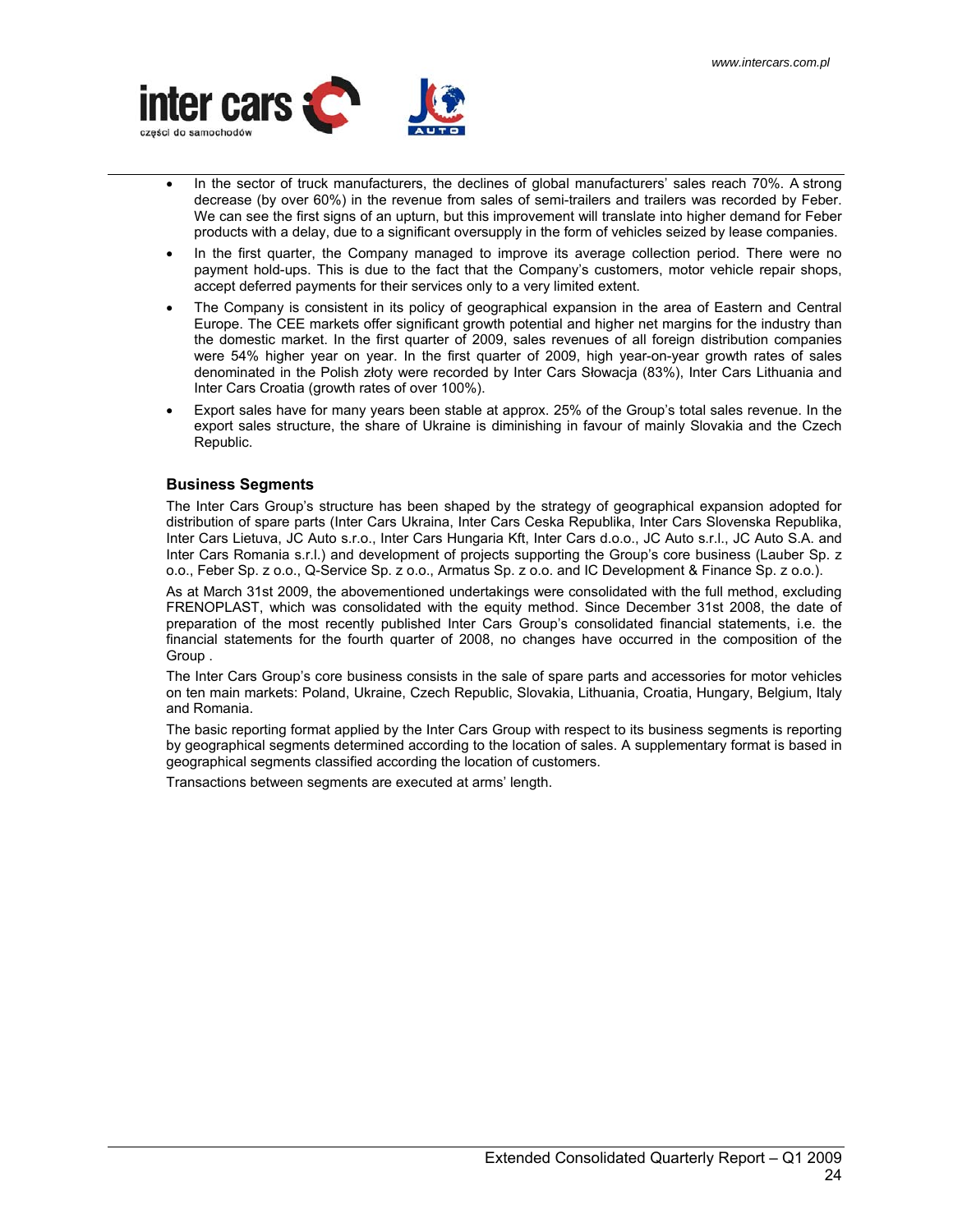- In the sector of truck manufacturers, the declines of global manufacturers' sales reach 70%. A strong decrease (by over 60%) in the revenue from sales of semi-trailers and trailers was recorded by Feber. We can see the first signs of an upturn, but this improvement will translate into higher demand for Feber products with a delay, due to a significant oversupply in the form of vehicles seized by lease companies.
- In the first quarter, the Company managed to improve its average collection period. There were no payment hold-ups. This is due to the fact that the Company's customers, motor vehicle repair shops, accept deferred payments for their services only to a very limited extent.
- The Company is consistent in its policy of geographical expansion in the area of Eastern and Central Europe. The CEE markets offer significant growth potential and higher net margins for the industry than the domestic market. In the first quarter of 2009, sales revenues of all foreign distribution companies were 54% higher year on year. In the first quarter of 2009, high year-on-year growth rates of sales denominated in the Polish złoty were recorded by Inter Cars Słowacja (83%), Inter Cars Lithuania and Inter Cars Croatia (growth rates of over 100%).
- Export sales have for many years been stable at approx. 25% of the Group's total sales revenue. In the export sales structure, the share of Ukraine is diminishing in favour of mainly Slovakia and the Czech Republic.

### Business Segments

The Inter Cars Group's structure has been shaped by the strategy of geographical expansion adopted for distribution of spare parts (Inter Cars Ukraina, Inter Cars Ceska Republika, Inter Cars Slovenska Republika, Inter Cars Lietuva, JC Auto s.r.o., Inter Cars Hungaria Kft, Inter Cars d.o.o., JC Auto s.r.l., JC Auto S.A. and Inter Cars Romania s.r.l.) and development of projects supporting the Group's core business (Lauber Sp. z o.o., Feber Sp. z o.o., Q-Service Sp. z o.o., Armatus Sp. z o.o. and IC Development & Finance Sp. z o.o.).

As at March 31st 2009, the abovementioned undertakings were consolidated with the full method, excluding FRENOPLAST, which was consolidated with the equity method. Since December 31st 2008, the date of preparation of the most recently published Inter Cars Group's consolidated financial statements, i.e. the financial statements for the fourth quarter of 2008, no changes have occurred in the composition of the Group .

The Inter Cars Group's core business consists in the sale of spare parts and accessories for motor vehicles on ten main markets: Poland, Ukraine, Czech Republic, Slovakia, Lithuania, Croatia, Hungary, Belgium, Italy and Romania.

The basic reporting format applied by the Inter Cars Group with respect to its business segments is reporting by geographical segments determined according to the location of sales. A supplementary format is based in geographical segments classified according the location of customers.

Transactions between segments are executed at arms' length.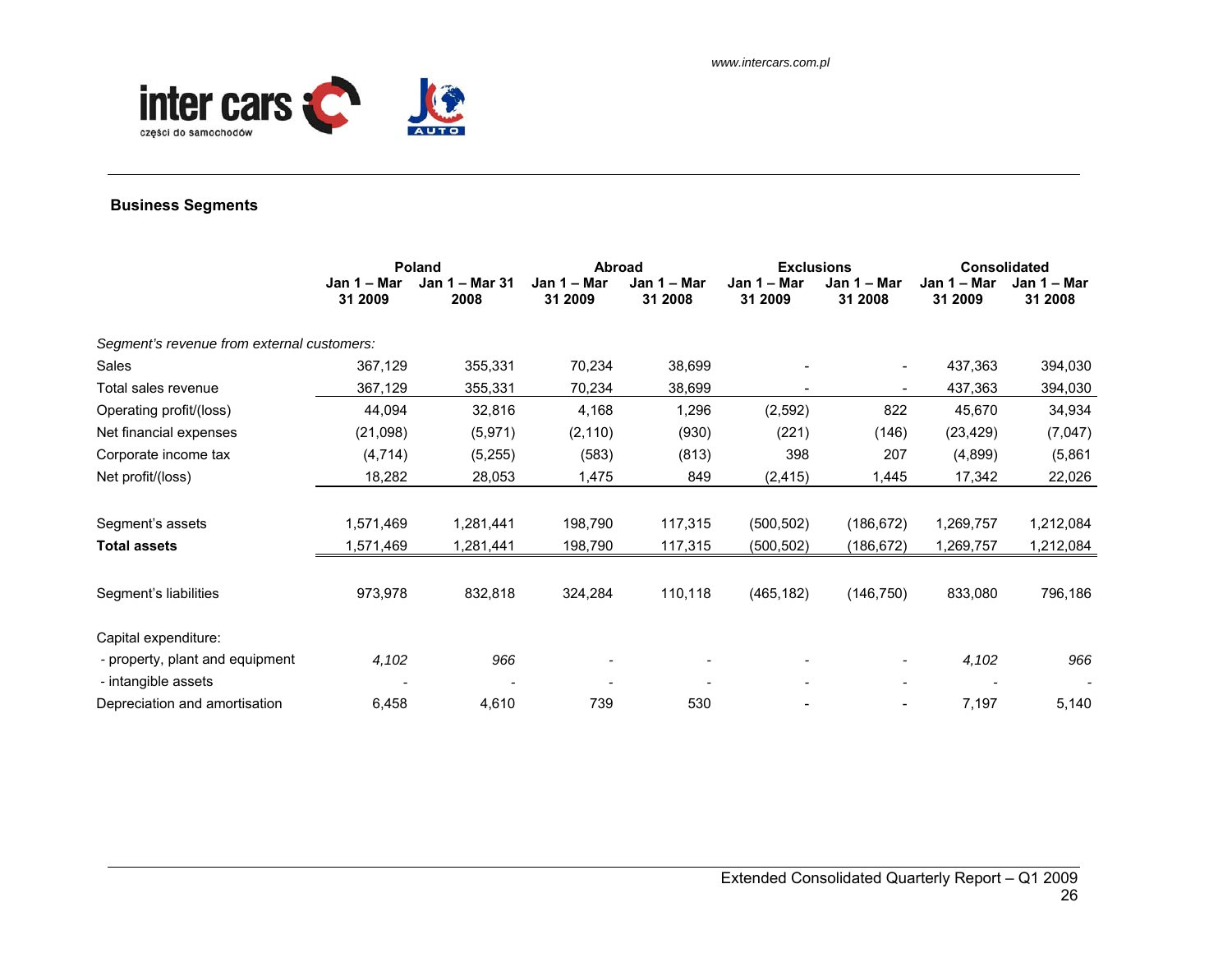## Business Segments

| | Poland | | Abroad | | Exclusions | | Consolidated | |
|---|---|---|---|---|---|---|---|---|
| | Jan 1 – Mar 31 2009 | Jan 1 – Mar 31 2008 | Jan 1 – Mar 31 2009 | Jan 1 – Mar 31 2008 | Jan 1 – Mar 31 2009 | Jan 1 – Mar 31 2008 | Jan 1 – Mar 31 2009 | Jan 1 – Mar 31 2008 |
| *Segment's revenue from external customers:* | | | | | | | | |
| Sales | 367,129 | 355,331 | 70,234 | 38,699 | - | - | 437,363 | 394,030 |
| Total sales revenue | 367,129 | 355,331 | 70,234 | 38,699 | - | - | 437,363 | 394,030 |
| Operating profit/(loss) | 44,094 | 32,816 | 4,168 | 1,296 | (2,592) | 822 | 45,670 | 34,934 |
| Net financial expenses | (21,098) | (5,971) | (2,110) | (930) | (221) | (146) | (23,429) | (7,047) |
| Corporate income tax | (4,714) | (5,255) | (583) | (813) | 398 | 207 | (4,899) | (5,861 |
| Net profit/(loss) | 18,282 | 28,053 | 1,475 | 849 | (2,415) | 1,445 | 17,342 | 22,026 |
| Segment's assets | 1,571,469 | 1,281,441 | 198,790 | 117,315 | (500,502) | (186,672) | 1,269,757 | 1,212,084 |
| **Total assets** | 1,571,469 | 1,281,441 | 198,790 | 117,315 | (500,502) | (186,672) | 1,269,757 | 1,212,084 |
| Segment's liabilities | 973,978 | 832,818 | 324,284 | 110,118 | (465,182) | (146,750) | 833,080 | 796,186 |
| Capital expenditure: | | | | | | | | |
| - property, plant and equipment | *4,102* | *966* | - | - | - | - | *4,102* | *966* |
| - intangible assets | - | - | - | - | - | - | - | - |
| Depreciation and amortisation | 6,458 | 4,610 | 739 | 530 | - | - | 7,197 | 5,140 |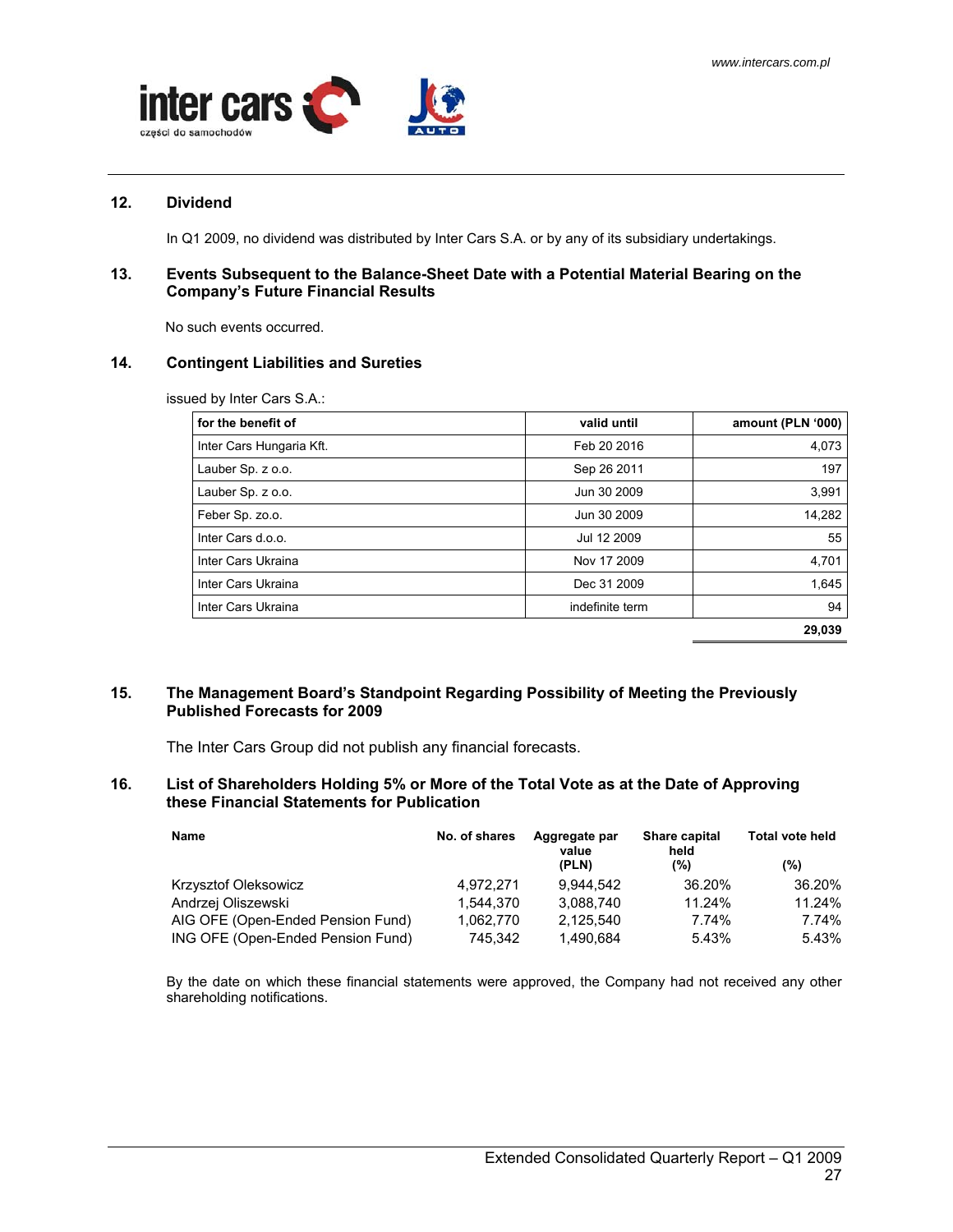## 12. Dividend

In Q1 2009, no dividend was distributed by Inter Cars S.A. or by any of its subsidiary undertakings.

## 13. Events Subsequent to the Balance-Sheet Date with a Potential Material Bearing on the Company's Future Financial Results

No such events occurred.

## 14. Contingent Liabilities and Sureties

issued by Inter Cars S.A.:

| for the benefit of | valid until | amount (PLN '000) |
|---|---|---|
| Inter Cars Hungaria Kft. | Feb 20 2016 | 4,073 |
| Lauber Sp. z o.o. | Sep 26 2011 | 197 |
| Lauber Sp. z o.o. | Jun 30 2009 | 3,991 |
| Feber Sp. zo.o. | Jun 30 2009 | 14,282 |
| Inter Cars d.o.o. | Jul 12 2009 | 55 |
| Inter Cars Ukraina | Nov 17 2009 | 4,701 |
| Inter Cars Ukraina | Dec 31 2009 | 1,645 |
| Inter Cars Ukraina | indefinite term | 94 |
| | | **29,039** |

## 15. The Management Board's Standpoint Regarding Possibility of Meeting the Previously Published Forecasts for 2009

The Inter Cars Group did not publish any financial forecasts.

## 16. List of Shareholders Holding 5% or More of the Total Vote as at the Date of Approving these Financial Statements for Publication

| Name | No. of shares | Aggregate par value (PLN) | Share capital held (%) | Total vote held (%) |
|---|---|---|---|---|
| Krzysztof Oleksowicz | 4,972,271 | 9,944,542 | 36.20% | 36.20% |
| Andrzej Oliszewski | 1,544,370 | 3,088,740 | 11.24% | 11.24% |
| AIG OFE (Open-Ended Pension Fund) | 1,062,770 | 2,125,540 | 7.74% | 7.74% |
| ING OFE (Open-Ended Pension Fund) | 745,342 | 1,490,684 | 5.43% | 5.43% |

By the date on which these financial statements were approved, the Company had not received any other shareholding notifications.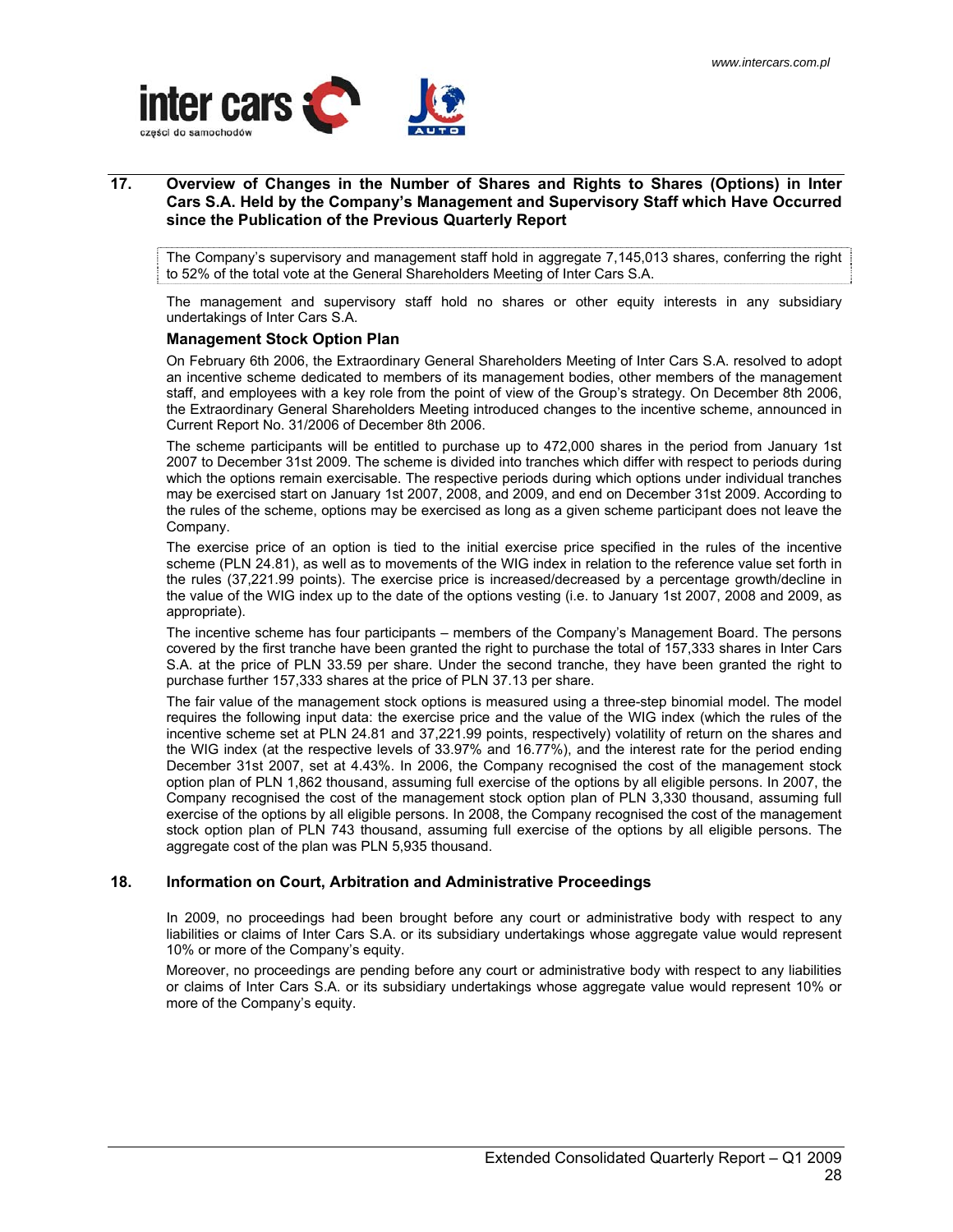## 17. Overview of Changes in the Number of Shares and Rights to Shares (Options) in Inter Cars S.A. Held by the Company's Management and Supervisory Staff which Have Occurred since the Publication of the Previous Quarterly Report

The Company's supervisory and management staff hold in aggregate 7,145,013 shares, conferring the right to 52% of the total vote at the General Shareholders Meeting of Inter Cars S.A.

The management and supervisory staff hold no shares or other equity interests in any subsidiary undertakings of Inter Cars S.A.

### Management Stock Option Plan

On February 6th 2006, the Extraordinary General Shareholders Meeting of Inter Cars S.A. resolved to adopt an incentive scheme dedicated to members of its management bodies, other members of the management staff, and employees with a key role from the point of view of the Group's strategy. On December 8th 2006, the Extraordinary General Shareholders Meeting introduced changes to the incentive scheme, announced in Current Report No. 31/2006 of December 8th 2006.

The scheme participants will be entitled to purchase up to 472,000 shares in the period from January 1st 2007 to December 31st 2009. The scheme is divided into tranches which differ with respect to periods during which the options remain exercisable. The respective periods during which options under individual tranches may be exercised start on January 1st 2007, 2008, and 2009, and end on December 31st 2009. According to the rules of the scheme, options may be exercised as long as a given scheme participant does not leave the Company.

The exercise price of an option is tied to the initial exercise price specified in the rules of the incentive scheme (PLN 24.81), as well as to movements of the WIG index in relation to the reference value set forth in the rules (37,221.99 points). The exercise price is increased/decreased by a percentage growth/decline in the value of the WIG index up to the date of the options vesting (i.e. to January 1st 2007, 2008 and 2009, as appropriate).

The incentive scheme has four participants – members of the Company's Management Board. The persons covered by the first tranche have been granted the right to purchase the total of 157,333 shares in Inter Cars S.A. at the price of PLN 33.59 per share. Under the second tranche, they have been granted the right to purchase further 157,333 shares at the price of PLN 37.13 per share.

The fair value of the management stock options is measured using a three-step binomial model. The model requires the following input data: the exercise price and the value of the WIG index (which the rules of the incentive scheme set at PLN 24.81 and 37,221.99 points, respectively) volatility of return on the shares and the WIG index (at the respective levels of 33.97% and 16.77%), and the interest rate for the period ending December 31st 2007, set at 4.43%. In 2006, the Company recognised the cost of the management stock option plan of PLN 1,862 thousand, assuming full exercise of the options by all eligible persons. In 2007, the Company recognised the cost of the management stock option plan of PLN 3,330 thousand, assuming full exercise of the options by all eligible persons. In 2008, the Company recognised the cost of the management stock option plan of PLN 743 thousand, assuming full exercise of the options by all eligible persons. The aggregate cost of the plan was PLN 5,935 thousand.

## 18. Information on Court, Arbitration and Administrative Proceedings

In 2009, no proceedings had been brought before any court or administrative body with respect to any liabilities or claims of Inter Cars S.A. or its subsidiary undertakings whose aggregate value would represent 10% or more of the Company's equity.

Moreover, no proceedings are pending before any court or administrative body with respect to any liabilities or claims of Inter Cars S.A. or its subsidiary undertakings whose aggregate value would represent 10% or more of the Company's equity.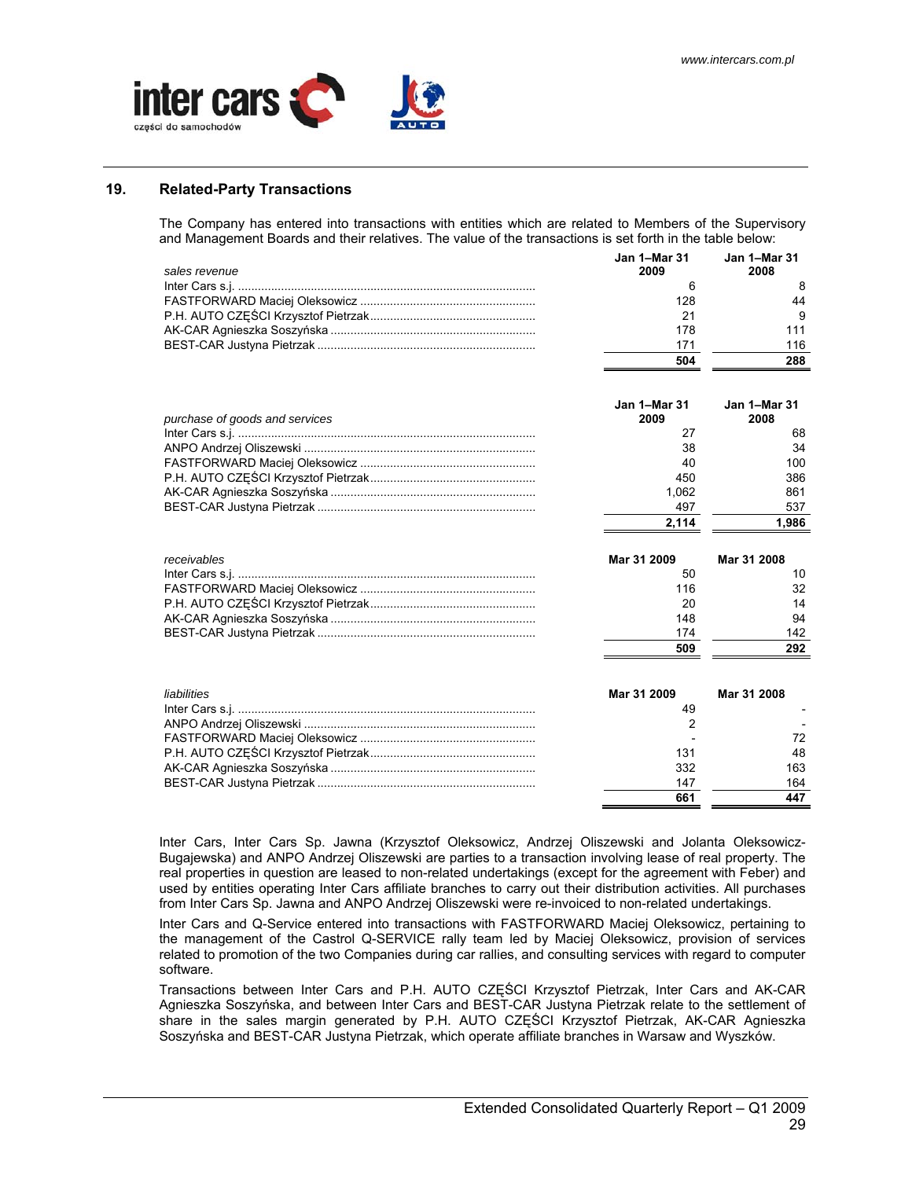## 19. Related-Party Transactions

The Company has entered into transactions with entities which are related to Members of the Supervisory and Management Boards and their relatives. The value of the transactions is set forth in the table below:

| *sales revenue* | Jan 1–Mar 31 2009 | Jan 1–Mar 31 2008 |
|---|---|---|
| Inter Cars s.j. | 6 | 8 |
| FASTFORWARD Maciej Oleksowicz | 128 | 44 |
| P.H. AUTO CZĘŚCI Krzysztof Pietrzak | 21 | 9 |
| AK-CAR Agnieszka Soszyńska | 178 | 111 |
| BEST-CAR Justyna Pietrzak | 171 | 116 |
| | **504** | **288** |

| *purchase of goods and services* | Jan 1–Mar 31 2009 | Jan 1–Mar 31 2008 |
|---|---|---|
| Inter Cars s.j. | 27 | 68 |
| ANPO Andrzej Oliszewski | 38 | 34 |
| FASTFORWARD Maciej Oleksowicz | 40 | 100 |
| P.H. AUTO CZĘŚCI Krzysztof Pietrzak | 450 | 386 |
| AK-CAR Agnieszka Soszyńska | 1,062 | 861 |
| BEST-CAR Justyna Pietrzak | 497 | 537 |
| | **2,114** | **1,986** |

| *receivables* | Mar 31 2009 | Mar 31 2008 |
|---|---|---|
| Inter Cars s.j. | 50 | 10 |
| FASTFORWARD Maciej Oleksowicz | 116 | 32 |
| P.H. AUTO CZĘŚCI Krzysztof Pietrzak | 20 | 14 |
| AK-CAR Agnieszka Soszyńska | 148 | 94 |
| BEST-CAR Justyna Pietrzak | 174 | 142 |
| | **509** | **292** |

| *liabilities* | Mar 31 2009 | Mar 31 2008 |
|---|---|---|
| Inter Cars s.j. | 49 | - |
| ANPO Andrzej Oliszewski | 2 | - |
| FASTFORWARD Maciej Oleksowicz | - | 72 |
| P.H. AUTO CZĘŚCI Krzysztof Pietrzak | 131 | 48 |
| AK-CAR Agnieszka Soszyńska | 332 | 163 |
| BEST-CAR Justyna Pietrzak | 147 | 164 |
| | **661** | **447** |

Inter Cars, Inter Cars Sp. Jawna (Krzysztof Oleksowicz, Andrzej Oliszewski and Jolanta Oleksowicz-Bugajewska) and ANPO Andrzej Oliszewski are parties to a transaction involving lease of real property. The real properties in question are leased to non-related undertakings (except for the agreement with Feber) and used by entities operating Inter Cars affiliate branches to carry out their distribution activities. All purchases from Inter Cars Sp. Jawna and ANPO Andrzej Oliszewski were re-invoiced to non-related undertakings.

Inter Cars and Q-Service entered into transactions with FASTFORWARD Maciej Oleksowicz, pertaining to the management of the Castrol Q-SERVICE rally team led by Maciej Oleksowicz, provision of services related to promotion of the two Companies during car rallies, and consulting services with regard to computer software.

Transactions between Inter Cars and P.H. AUTO CZĘŚCI Krzysztof Pietrzak, Inter Cars and AK-CAR Agnieszka Soszyńska, and between Inter Cars and BEST-CAR Justyna Pietrzak relate to the settlement of share in the sales margin generated by P.H. AUTO CZĘŚCI Krzysztof Pietrzak, AK-CAR Agnieszka Soszyńska and BEST-CAR Justyna Pietrzak, which operate affiliate branches in Warsaw and Wyszków.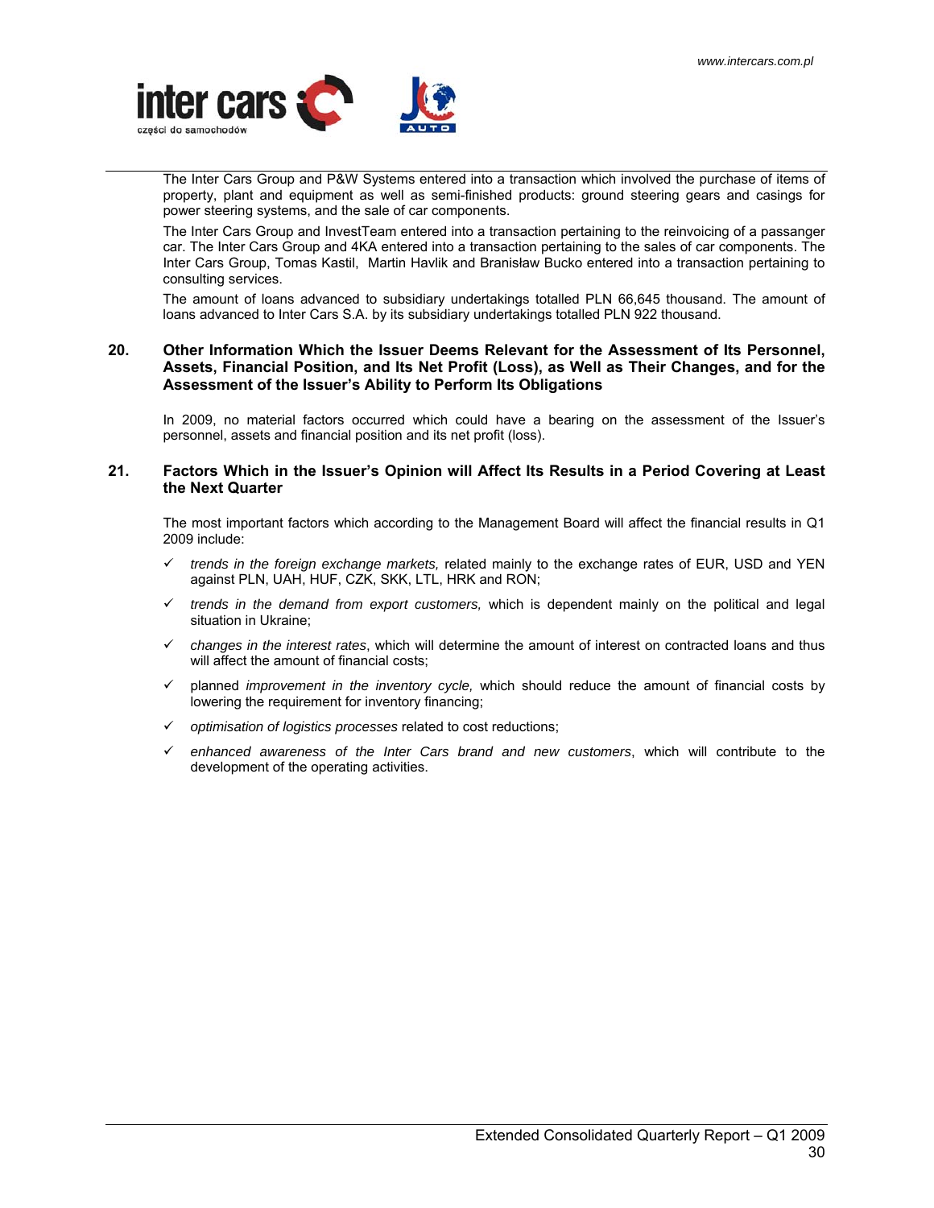The Inter Cars Group and P&W Systems entered into a transaction which involved the purchase of items of property, plant and equipment as well as semi-finished products: ground steering gears and casings for power steering systems, and the sale of car components.

The Inter Cars Group and InvestTeam entered into a transaction pertaining to the reinvoicing of a passanger car. The Inter Cars Group and 4KA entered into a transaction pertaining to the sales of car components. The Inter Cars Group, Tomas Kastil, Martin Havlik and Branisław Bucko entered into a transaction pertaining to consulting services.

The amount of loans advanced to subsidiary undertakings totalled PLN 66,645 thousand. The amount of loans advanced to Inter Cars S.A. by its subsidiary undertakings totalled PLN 922 thousand.

## 20. Other Information Which the Issuer Deems Relevant for the Assessment of Its Personnel, Assets, Financial Position, and Its Net Profit (Loss), as Well as Their Changes, and for the Assessment of the Issuer's Ability to Perform Its Obligations

In 2009, no material factors occurred which could have a bearing on the assessment of the Issuer's personnel, assets and financial position and its net profit (loss).

## 21. Factors Which in the Issuer's Opinion will Affect Its Results in a Period Covering at Least the Next Quarter

The most important factors which according to the Management Board will affect the financial results in Q1 2009 include:

- ✓ *trends in the foreign exchange markets,* related mainly to the exchange rates of EUR, USD and YEN against PLN, UAH, HUF, CZK, SKK, LTL, HRK and RON;
- ✓ *trends in the demand from export customers,* which is dependent mainly on the political and legal situation in Ukraine;
- ✓ *changes in the interest rates*, which will determine the amount of interest on contracted loans and thus will affect the amount of financial costs;
- ✓ planned *improvement in the inventory cycle,* which should reduce the amount of financial costs by lowering the requirement for inventory financing;
- ✓ *optimisation of logistics processes* related to cost reductions;
- ✓ *enhanced awareness of the Inter Cars brand and new customers*, which will contribute to the development of the operating activities.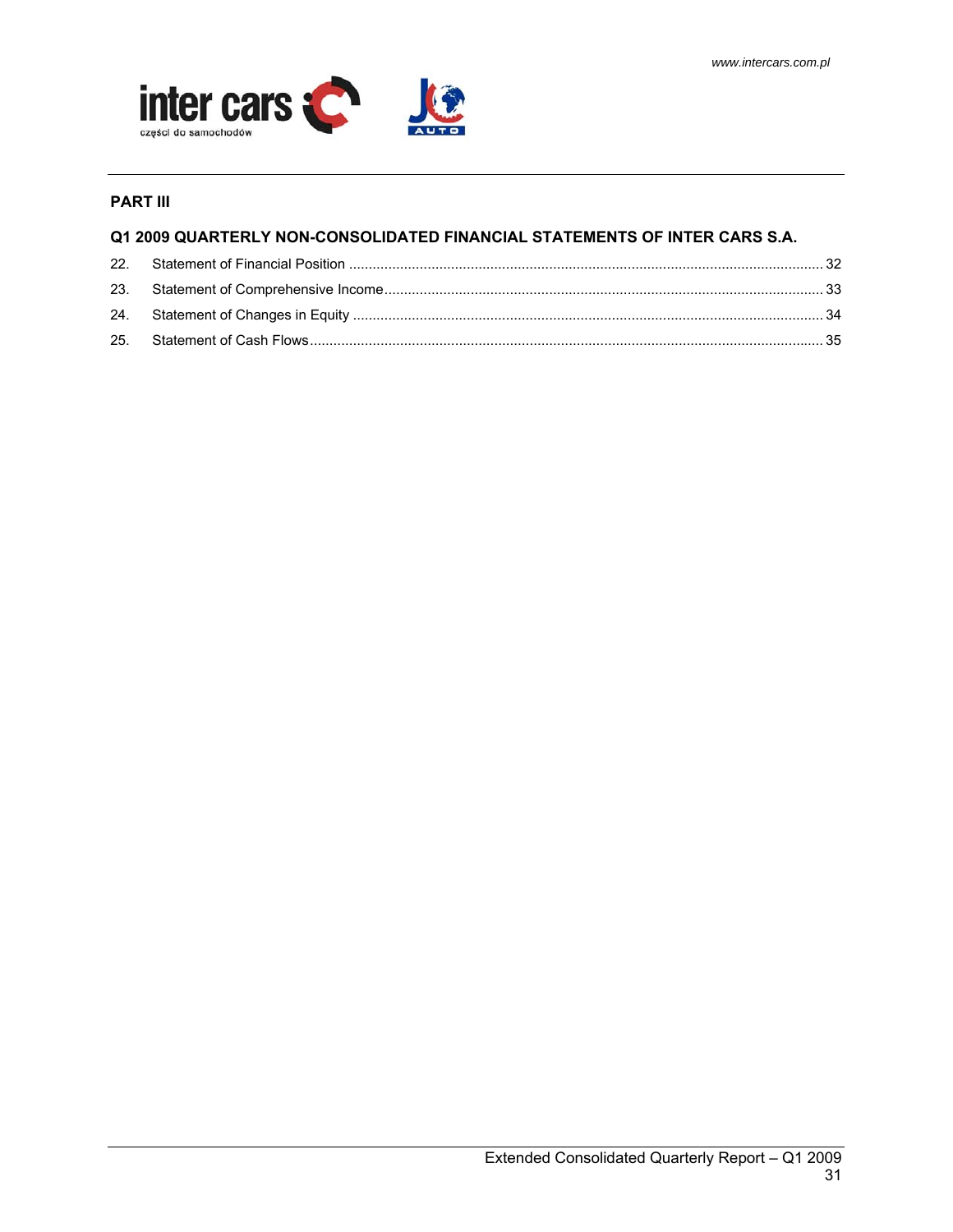## PART III

### Q1 2009 QUARTERLY NON-CONSOLIDATED FINANCIAL STATEMENTS OF INTER CARS S.A.

22. Statement of Financial Position ........................................................................................................................ 32
23. Statement of Comprehensive Income ............................................................................................................... 33
24. Statement of Changes in Equity ....................................................................................................................... 34
25. Statement of Cash Flows .................................................................................................................................. 35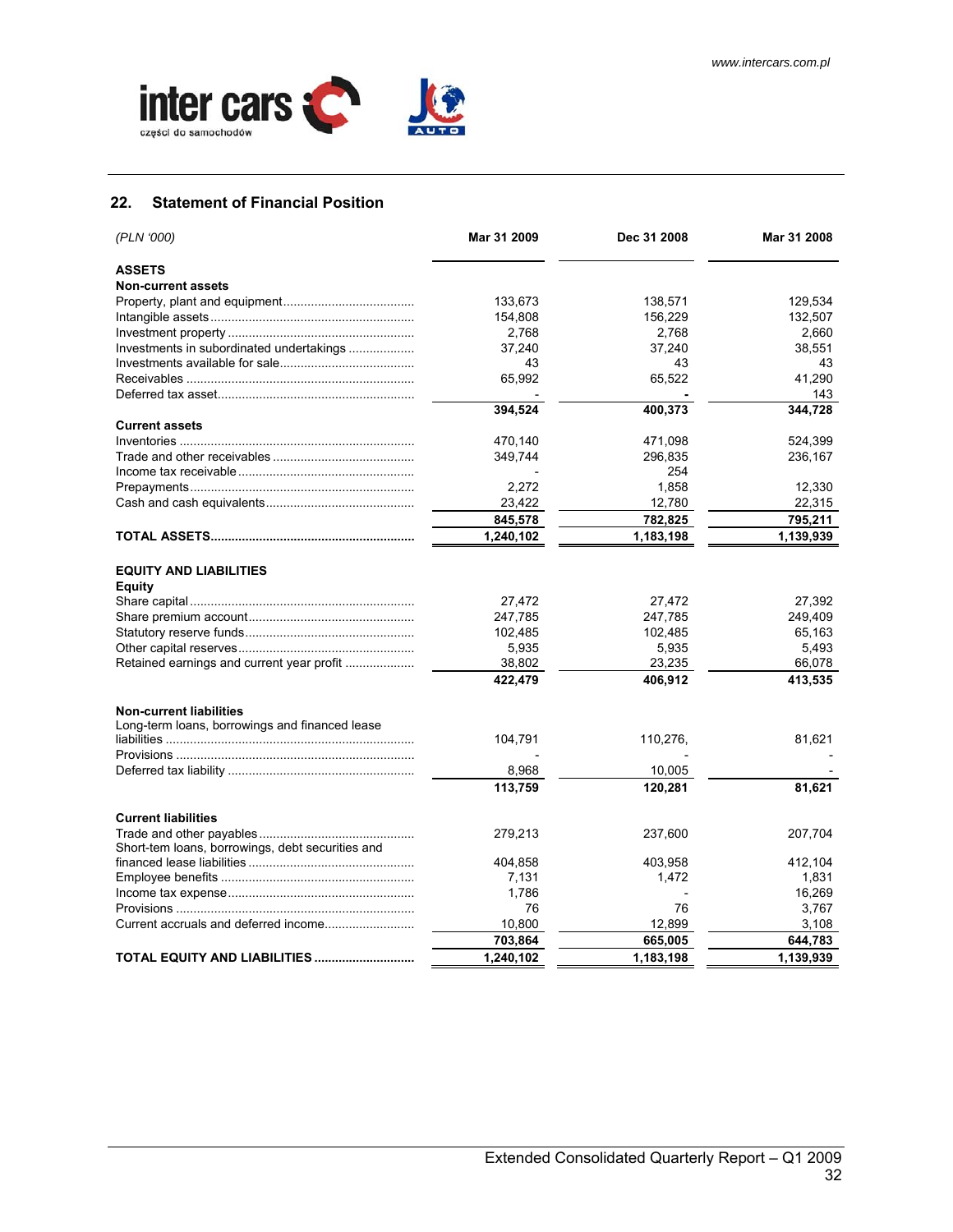## 22. Statement of Financial Position

| *(PLN '000)* | Mar 31 2009 | Dec 31 2008 | Mar 31 2008 |
|---|---|---|---|
| **ASSETS** | | | |
| **Non-current assets** | | | |
| Property, plant and equipment | 133,673 | 138,571 | 129,534 |
| Intangible assets | 154,808 | 156,229 | 132,507 |
| Investment property | 2,768 | 2,768 | 2,660 |
| Investments in subordinated undertakings | 37,240 | 37,240 | 38,551 |
| Investments available for sale | 43 | 43 | 43 |
| Receivables | 65,992 | 65,522 | 41,290 |
| Deferred tax asset | - | - | 143 |
| | **394,524** | **400,373** | **344,728** |
| **Current assets** | | | |
| Inventories | 470,140 | 471,098 | 524,399 |
| Trade and other receivables | 349,744 | 296,835 | 236,167 |
| Income tax receivable | - | 254 | |
| Prepayments | 2,272 | 1,858 | 12,330 |
| Cash and cash equivalents | 23,422 | 12,780 | 22,315 |
| | **845,578** | **782,825** | **795,211** |
| **TOTAL ASSETS** | **1,240,102** | **1,183,198** | **1,139,939** |
| **EQUITY AND LIABILITIES** | | | |
| **Equity** | | | |
| Share capital | 27,472 | 27,472 | 27,392 |
| Share premium account | 247,785 | 247,785 | 249,409 |
| Statutory reserve funds | 102,485 | 102,485 | 65,163 |
| Other capital reserves | 5,935 | 5,935 | 5,493 |
| Retained earnings and current year profit | 38,802 | 23,235 | 66,078 |
| | **422,479** | **406,912** | **413,535** |
| **Non-current liabilities** | | | |
| Long-term loans, borrowings and financed lease liabilities | 104,791 | 110,276, | 81,621 |
| Provisions | - | - | - |
| Deferred tax liability | 8,968 | 10,005 | - |
| | **113,759** | **120,281** | **81,621** |
| **Current liabilities** | | | |
| Trade and other payables | 279,213 | 237,600 | 207,704 |
| Short-tem loans, borrowings, debt securities and financed lease liabilities | 404,858 | 403,958 | 412,104 |
| Employee benefits | 7,131 | 1,472 | 1,831 |
| Income tax expense | 1,786 | - | 16,269 |
| Provisions | 76 | 76 | 3,767 |
| Current accruals and deferred income | 10,800 | 12,899 | 3,108 |
| | **703,864** | **665,005** | **644,783** |
| **TOTAL EQUITY AND LIABILITIES** | **1,240,102** | **1,183,198** | **1,139,939** |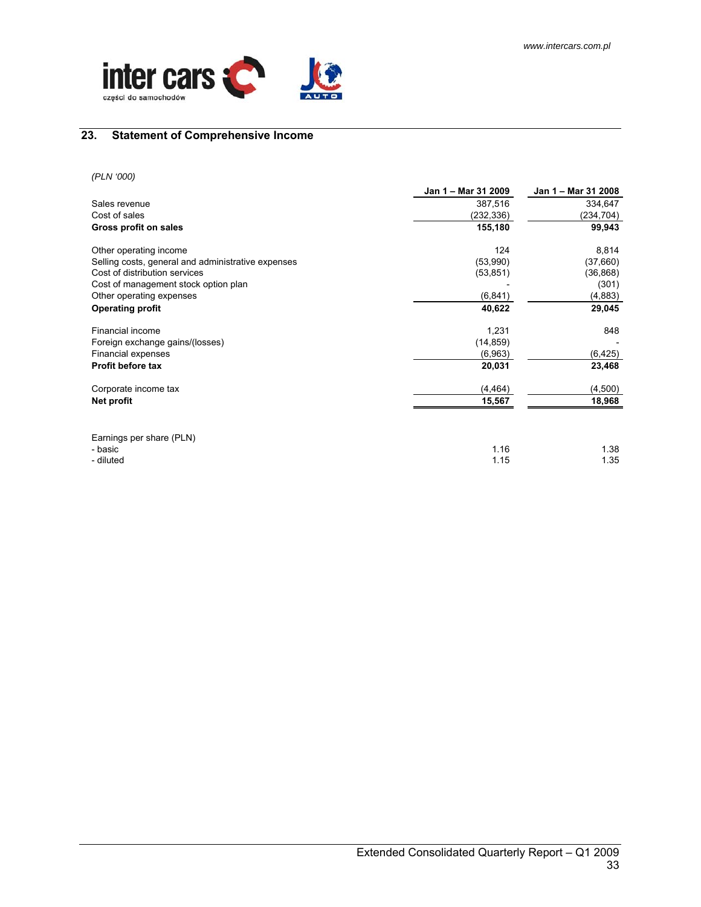## 23. Statement of Comprehensive Income

*(PLN '000)*

| | Jan 1 – Mar 31 2009 | Jan 1 – Mar 31 2008 |
|---|---|---|
| Sales revenue | 387,516 | 334,647 |
| Cost of sales | (232,336) | (234,704) |
| **Gross profit on sales** | **155,180** | **99,943** |
| | | |
| Other operating income | 124 | 8,814 |
| Selling costs, general and administrative expenses | (53,990) | (37,660) |
| Cost of distribution services | (53,851) | (36,868) |
| Cost of management stock option plan | - | (301) |
| Other operating expenses | (6,841) | (4,883) |
| **Operating profit** | **40,622** | **29,045** |
| | | |
| Financial income | 1,231 | 848 |
| Foreign exchange gains/(losses) | (14,859) | - |
| Financial expenses | (6,963) | (6,425) |
| **Profit before tax** | **20,031** | **23,468** |
| | | |
| Corporate income tax | (4,464) | (4,500) |
| **Net profit** | **15,567** | **18,968** |
| | | |
| Earnings per share (PLN) | | |
| - basic | 1.16 | 1.38 |
| - diluted | 1.15 | 1.35 |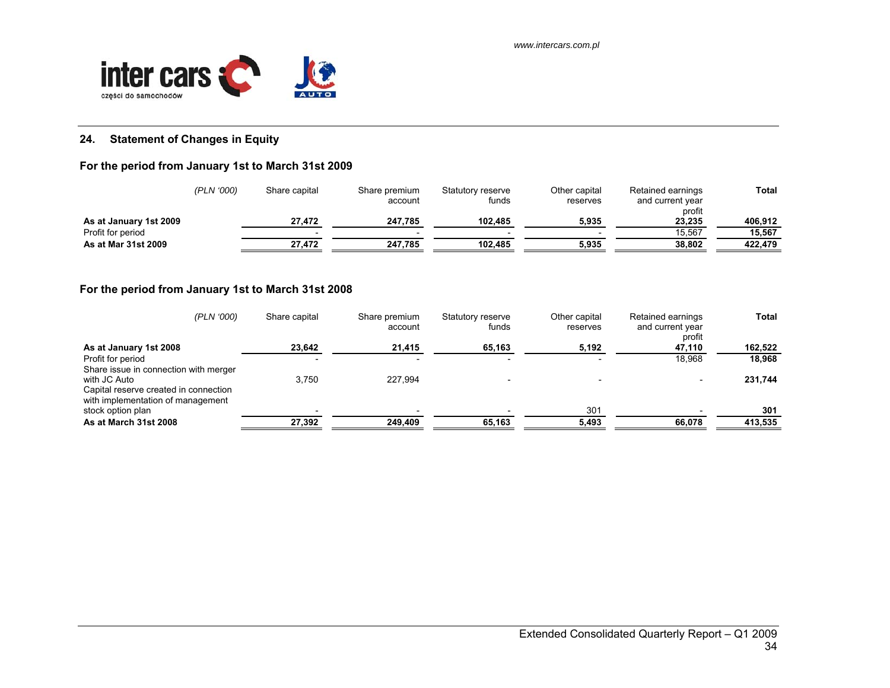## 24. Statement of Changes in Equity

### For the period from January 1st to March 31st 2009

| *(PLN '000)* | Share capital | Share premium account | Statutory reserve funds | Other capital reserves | Retained earnings and current year profit | Total |
|---|---|---|---|---|---|---|
| **As at January 1st 2009** | **27,472** | **247,785** | **102,485** | **5,935** | **23,235** | **406,912** |
| Profit for period | - | - | - | - | 15,567 | **15,567** |
| **As at Mar 31st 2009** | **27,472** | **247,785** | **102,485** | **5,935** | **38,802** | **422,479** |

### For the period from January 1st to March 31st 2008

| *(PLN '000)* | Share capital | Share premium account | Statutory reserve funds | Other capital reserves | Retained earnings and current year profit | Total |
|---|---|---|---|---|---|---|
| **As at January 1st 2008** | **23,642** | **21,415** | **65,163** | **5,192** | **47,110** | **162,522** |
| Profit for period | - | - | - | - | 18,968 | **18,968** |
| Share issue in connection with merger with JC Auto | 3,750 | 227,994 | - | - | - | **231,744** |
| Capital reserve created in connection with implementation of management stock option plan | - | - | - | 301 | - | **301** |
| **As at March 31st 2008** | **27,392** | **249,409** | **65,163** | **5,493** | **66,078** | **413,535** |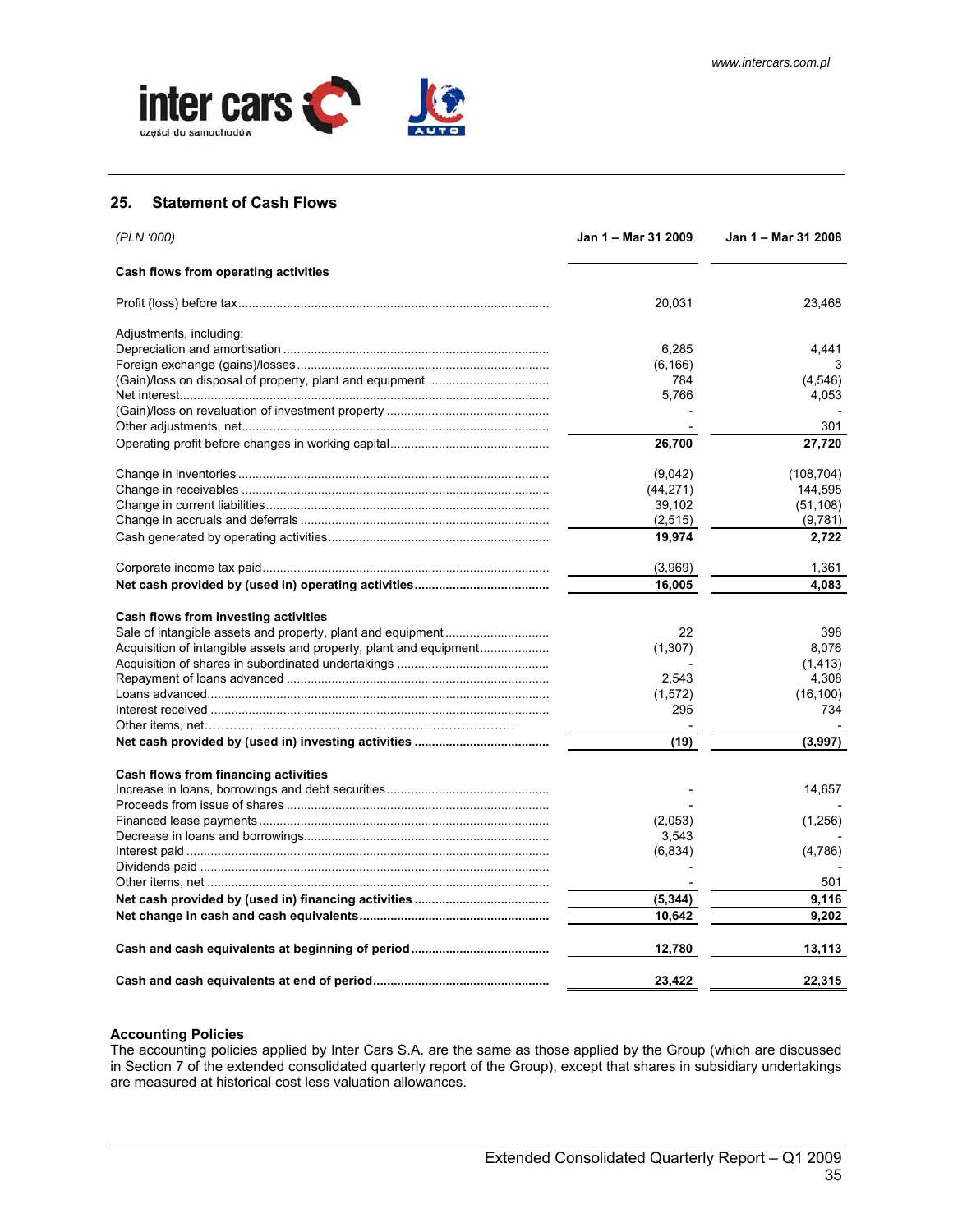## 25. Statement of Cash Flows

| *(PLN '000)* | Jan 1 – Mar 31 2009 | Jan 1 – Mar 31 2008 |
|---|---|---|
| **Cash flows from operating activities** | | |
| Profit (loss) before tax | 20,031 | 23,468 |
| Adjustments, including: | | |
| Depreciation and amortisation | 6,285 | 4,441 |
| Foreign exchange (gains)/losses | (6,166) | 3 |
| (Gain)/loss on disposal of property, plant and equipment | 784 | (4,546) |
| Net interest | 5,766 | 4,053 |
| (Gain)/loss on revaluation of investment property | - | - |
| Other adjustments, net | - | 301 |
| Operating profit before changes in working capital | **26,700** | **27,720** |
| Change in inventories | (9,042) | (108,704) |
| Change in receivables | (44,271) | 144,595 |
| Change in current liabilities | 39,102 | (51,108) |
| Change in accruals and deferrals | (2,515) | (9,781) |
| Cash generated by operating activities | **19,974** | **2,722** |
| Corporate income tax paid | (3,969) | 1,361 |
| **Net cash provided by (used in) operating activities** | **16,005** | **4,083** |
| **Cash flows from investing activities** | | |
| Sale of intangible assets and property, plant and equipment | 22 | 398 |
| Acquisition of intangible assets and property, plant and equipment | (1,307) | 8,076 |
| Acquisition of shares in subordinated undertakings | - | (1,413) |
| Repayment of loans advanced | 2,543 | 4,308 |
| Loans advanced | (1,572) | (16,100) |
| Interest received | 295 | 734 |
| Other items, net | - | - |
| **Net cash provided by (used in) investing activities** | **(19)** | **(3,997)** |
| **Cash flows from financing activities** | | |
| Increase in loans, borrowings and debt securities | - | 14,657 |
| Proceeds from issue of shares | - | - |
| Financed lease payments | (2,053) | (1,256) |
| Decrease in loans and borrowings | 3,543 | - |
| Interest paid | (6,834) | (4,786) |
| Dividends paid | - | - |
| Other items, net | - | 501 |
| **Net cash provided by (used in) financing activities** | **(5,344)** | **9,116** |
| **Net change in cash and cash equivalents** | **10,642** | **9,202** |
| **Cash and cash equivalents at beginning of period** | **12,780** | **13,113** |
| **Cash and cash equivalents at end of period** | **23,422** | **22,315** |

**Accounting Policies**

The accounting policies applied by Inter Cars S.A. are the same as those applied by the Group (which are discussed in Section 7 of the extended consolidated quarterly report of the Group), except that shares in subsidiary undertakings are measured at historical cost less valuation allowances.